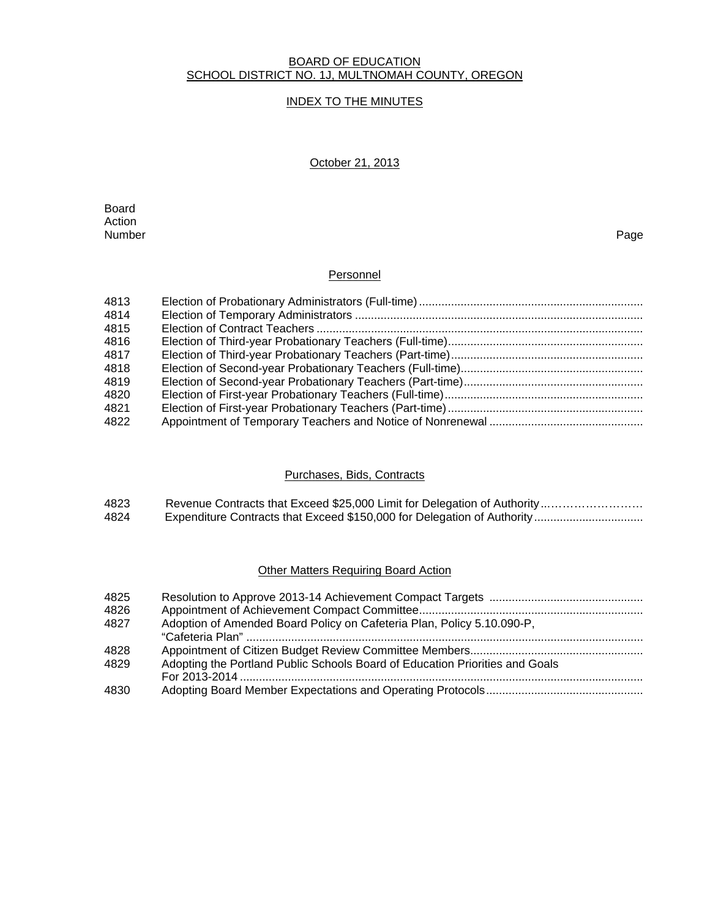# BOARD OF EDUCATION
## SCHOOL DISTRICT NO. 1J, MULTNOMAH COUNTY, OREGON

### INDEX TO THE MINUTES

October 21, 2013

| Board Action Number | | Page |
|---|---|---|

#### Personnel

| | | |
|---|---|---|
| 4813 | Election of Probationary Administrators (Full-time) | |
| 4814 | Election of Temporary Administrators | |
| 4815 | Election of Contract Teachers | |
| 4816 | Election of Third-year Probationary Teachers (Full-time) | |
| 4817 | Election of Third-year Probationary Teachers (Part-time) | |
| 4818 | Election of Second-year Probationary Teachers (Full-time) | |
| 4819 | Election of Second-year Probationary Teachers (Part-time) | |
| 4820 | Election of First-year Probationary Teachers (Full-time) | |
| 4821 | Election of First-year Probationary Teachers (Part-time) | |
| 4822 | Appointment of Temporary Teachers and Notice of Nonrenewal | |

#### Purchases, Bids, Contracts

| | | |
|---|---|---|
| 4823 | Revenue Contracts that Exceed $25,000 Limit for Delegation of Authority | |
| 4824 | Expenditure Contracts that Exceed $150,000 for Delegation of Authority | |

#### Other Matters Requiring Board Action

| | | |
|---|---|---|
| 4825 | Resolution to Approve 2013-14 Achievement Compact Targets | |
| 4826 | Appointment of Achievement Compact Committee | |
| 4827 | Adoption of Amended Board Policy on Cafeteria Plan, Policy 5.10.090-P, "Cafeteria Plan" | |
| 4828 | Appointment of Citizen Budget Review Committee Members | |
| 4829 | Adopting the Portland Public Schools Board of Education Priorities and Goals For 2013-2014 | |
| 4830 | Adopting Board Member Expectations and Operating Protocols | |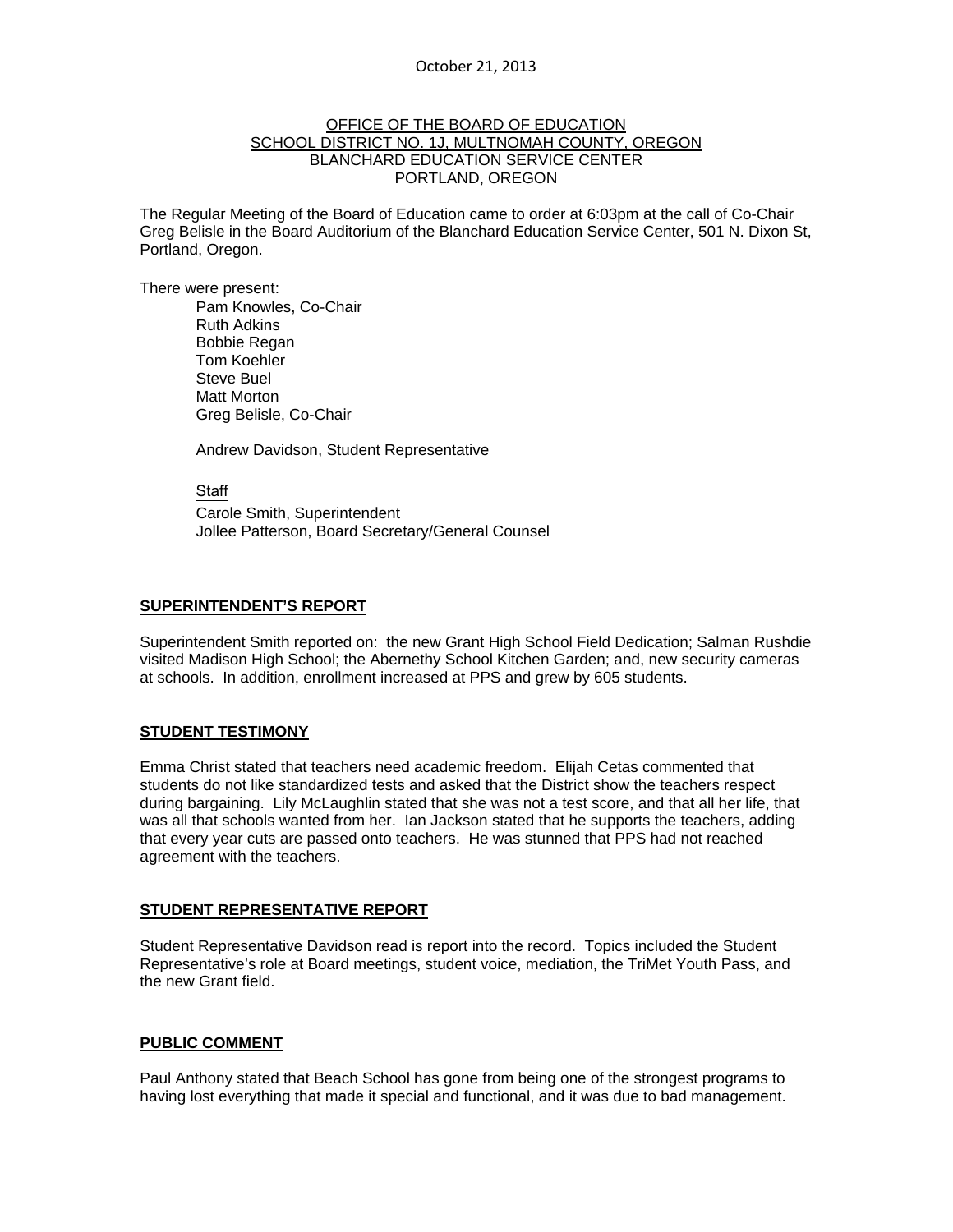October 21, 2013

OFFICE OF THE BOARD OF EDUCATION
SCHOOL DISTRICT NO. 1J, MULTNOMAH COUNTY, OREGON
BLANCHARD EDUCATION SERVICE CENTER
PORTLAND, OREGON

The Regular Meeting of the Board of Education came to order at 6:03pm at the call of Co-Chair Greg Belisle in the Board Auditorium of the Blanchard Education Service Center, 501 N. Dixon St, Portland, Oregon.

There were present:

Pam Knowles, Co-Chair
Ruth Adkins
Bobbie Regan
Tom Koehler
Steve Buel
Matt Morton
Greg Belisle, Co-Chair

Andrew Davidson, Student Representative

Staff
Carole Smith, Superintendent
Jollee Patterson, Board Secretary/General Counsel

## SUPERINTENDENT'S REPORT

Superintendent Smith reported on: the new Grant High School Field Dedication; Salman Rushdie visited Madison High School; the Abernethy School Kitchen Garden; and, new security cameras at schools. In addition, enrollment increased at PPS and grew by 605 students.

## STUDENT TESTIMONY

Emma Christ stated that teachers need academic freedom. Elijah Cetas commented that students do not like standardized tests and asked that the District show the teachers respect during bargaining. Lily McLaughlin stated that she was not a test score, and that all her life, that was all that schools wanted from her. Ian Jackson stated that he supports the teachers, adding that every year cuts are passed onto teachers. He was stunned that PPS had not reached agreement with the teachers.

## STUDENT REPRESENTATIVE REPORT

Student Representative Davidson read is report into the record. Topics included the Student Representative's role at Board meetings, student voice, mediation, the TriMet Youth Pass, and the new Grant field.

## PUBLIC COMMENT

Paul Anthony stated that Beach School has gone from being one of the strongest programs to having lost everything that made it special and functional, and it was due to bad management.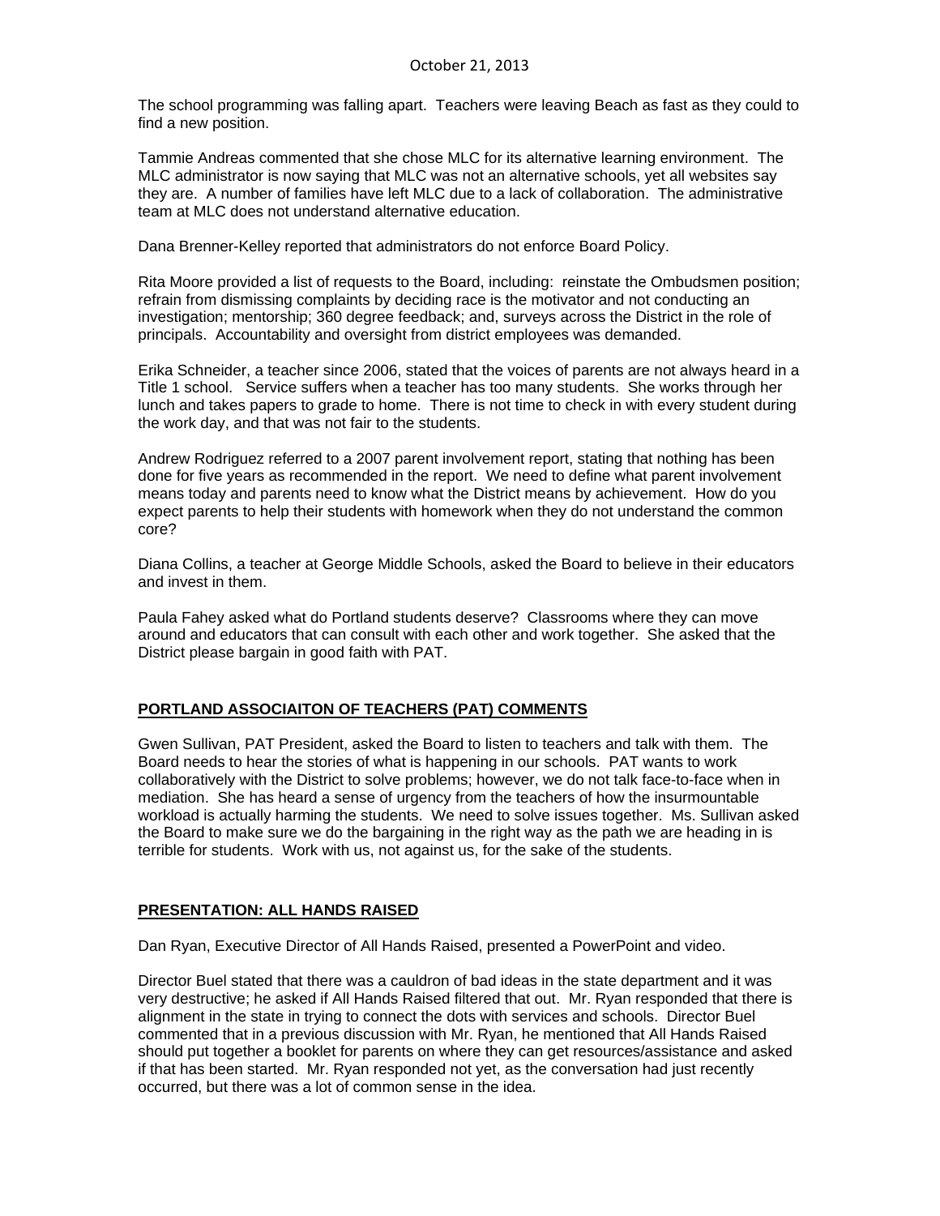The school programming was falling apart. Teachers were leaving Beach as fast as they could to find a new position.

Tammie Andreas commented that she chose MLC for its alternative learning environment. The MLC administrator is now saying that MLC was not an alternative schools, yet all websites say they are. A number of families have left MLC due to a lack of collaboration. The administrative team at MLC does not understand alternative education.

Dana Brenner-Kelley reported that administrators do not enforce Board Policy.

Rita Moore provided a list of requests to the Board, including: reinstate the Ombudsmen position; refrain from dismissing complaints by deciding race is the motivator and not conducting an investigation; mentorship; 360 degree feedback; and, surveys across the District in the role of principals. Accountability and oversight from district employees was demanded.

Erika Schneider, a teacher since 2006, stated that the voices of parents are not always heard in a Title 1 school. Service suffers when a teacher has too many students. She works through her lunch and takes papers to grade to home. There is not time to check in with every student during the work day, and that was not fair to the students.

Andrew Rodriguez referred to a 2007 parent involvement report, stating that nothing has been done for five years as recommended in the report. We need to define what parent involvement means today and parents need to know what the District means by achievement. How do you expect parents to help their students with homework when they do not understand the common core?

Diana Collins, a teacher at George Middle Schools, asked the Board to believe in their educators and invest in them.

Paula Fahey asked what do Portland students deserve? Classrooms where they can move around and educators that can consult with each other and work together. She asked that the District please bargain in good faith with PAT.

## PORTLAND ASSOCIAITON OF TEACHERS (PAT) COMMENTS

Gwen Sullivan, PAT President, asked the Board to listen to teachers and talk with them. The Board needs to hear the stories of what is happening in our schools. PAT wants to work collaboratively with the District to solve problems; however, we do not talk face-to-face when in mediation. She has heard a sense of urgency from the teachers of how the insurmountable workload is actually harming the students. We need to solve issues together. Ms. Sullivan asked the Board to make sure we do the bargaining in the right way as the path we are heading in is terrible for students. Work with us, not against us, for the sake of the students.

## PRESENTATION: ALL HANDS RAISED

Dan Ryan, Executive Director of All Hands Raised, presented a PowerPoint and video.

Director Buel stated that there was a cauldron of bad ideas in the state department and it was very destructive; he asked if All Hands Raised filtered that out. Mr. Ryan responded that there is alignment in the state in trying to connect the dots with services and schools. Director Buel commented that in a previous discussion with Mr. Ryan, he mentioned that All Hands Raised should put together a booklet for parents on where they can get resources/assistance and asked if that has been started. Mr. Ryan responded not yet, as the conversation had just recently occurred, but there was a lot of common sense in the idea.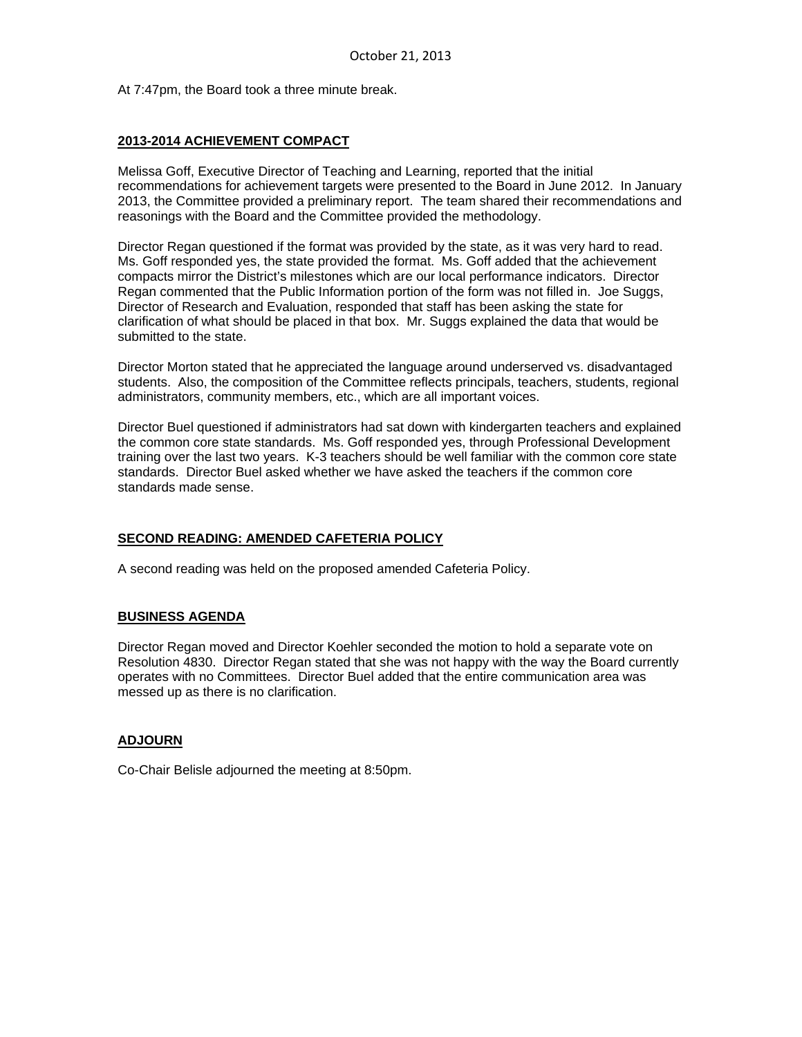October 21, 2013

At 7:47pm, the Board took a three minute break.

## 2013-2014 ACHIEVEMENT COMPACT

Melissa Goff, Executive Director of Teaching and Learning, reported that the initial recommendations for achievement targets were presented to the Board in June 2012. In January 2013, the Committee provided a preliminary report. The team shared their recommendations and reasonings with the Board and the Committee provided the methodology.

Director Regan questioned if the format was provided by the state, as it was very hard to read. Ms. Goff responded yes, the state provided the format. Ms. Goff added that the achievement compacts mirror the District's milestones which are our local performance indicators. Director Regan commented that the Public Information portion of the form was not filled in. Joe Suggs, Director of Research and Evaluation, responded that staff has been asking the state for clarification of what should be placed in that box. Mr. Suggs explained the data that would be submitted to the state.

Director Morton stated that he appreciated the language around underserved vs. disadvantaged students. Also, the composition of the Committee reflects principals, teachers, students, regional administrators, community members, etc., which are all important voices.

Director Buel questioned if administrators had sat down with kindergarten teachers and explained the common core state standards. Ms. Goff responded yes, through Professional Development training over the last two years. K-3 teachers should be well familiar with the common core state standards. Director Buel asked whether we have asked the teachers if the common core standards made sense.

## SECOND READING: AMENDED CAFETERIA POLICY

A second reading was held on the proposed amended Cafeteria Policy.

## BUSINESS AGENDA

Director Regan moved and Director Koehler seconded the motion to hold a separate vote on Resolution 4830. Director Regan stated that she was not happy with the way the Board currently operates with no Committees. Director Buel added that the entire communication area was messed up as there is no clarification.

## ADJOURN

Co-Chair Belisle adjourned the meeting at 8:50pm.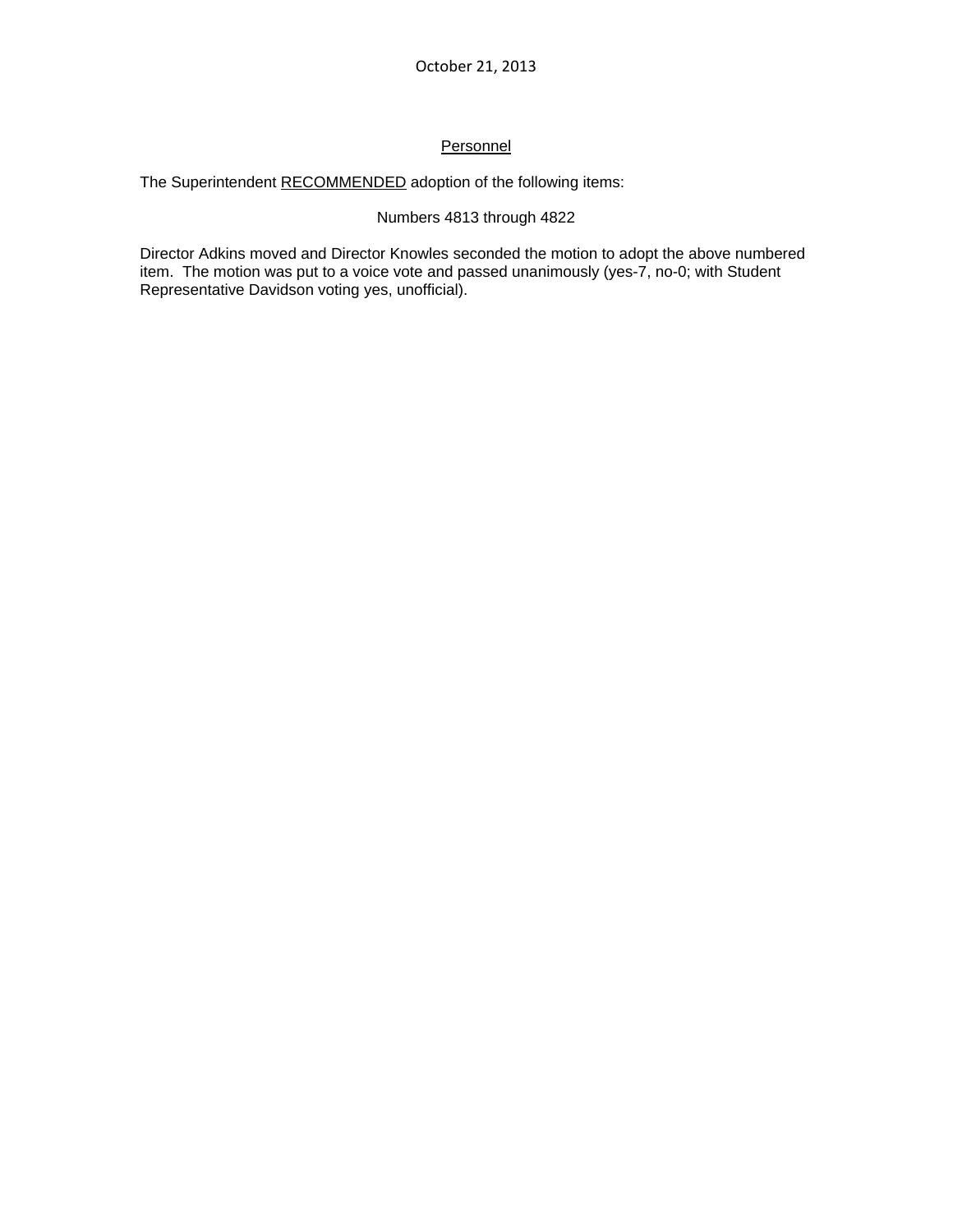October 21, 2013

## <u>Personnel</u>

The Superintendent <u>RECOMMENDED</u> adoption of the following items:

Numbers 4813 through 4822

Director Adkins moved and Director Knowles seconded the motion to adopt the above numbered item. The motion was put to a voice vote and passed unanimously (yes-7, no-0; with Student Representative Davidson voting yes, unofficial).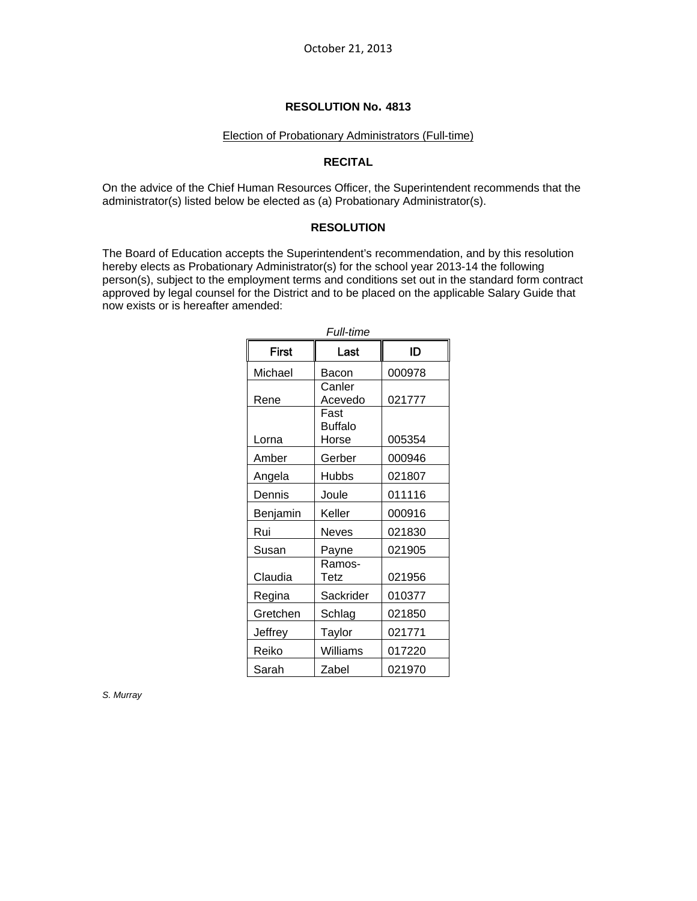October 21, 2013

**RESOLUTION No. 4813**

Election of Probationary Administrators (Full-time)

**RECITAL**

On the advice of the Chief Human Resources Officer, the Superintendent recommends that the administrator(s) listed below be elected as (a) Probationary Administrator(s).

**RESOLUTION**

The Board of Education accepts the Superintendent's recommendation, and by this resolution hereby elects as Probationary Administrator(s) for the school year 2013-14 the following person(s), subject to the employment terms and conditions set out in the standard form contract approved by legal counsel for the District and to be placed on the applicable Salary Guide that now exists or is hereafter amended:

*Full-time*

| First | Last | ID |
|---|---|---|
| Michael | Bacon | 000978 |
| Rene | Canler Acevedo | 021777 |
| Lorna | Fast Buffalo Horse | 005354 |
| Amber | Gerber | 000946 |
| Angela | Hubbs | 021807 |
| Dennis | Joule | 011116 |
| Benjamin | Keller | 000916 |
| Rui | Neves | 021830 |
| Susan | Payne | 021905 |
| Claudia | Ramos-Tetz | 021956 |
| Regina | Sackrider | 010377 |
| Gretchen | Schlag | 021850 |
| Jeffrey | Taylor | 021771 |
| Reiko | Williams | 017220 |
| Sarah | Zabel | 021970 |

*S. Murray*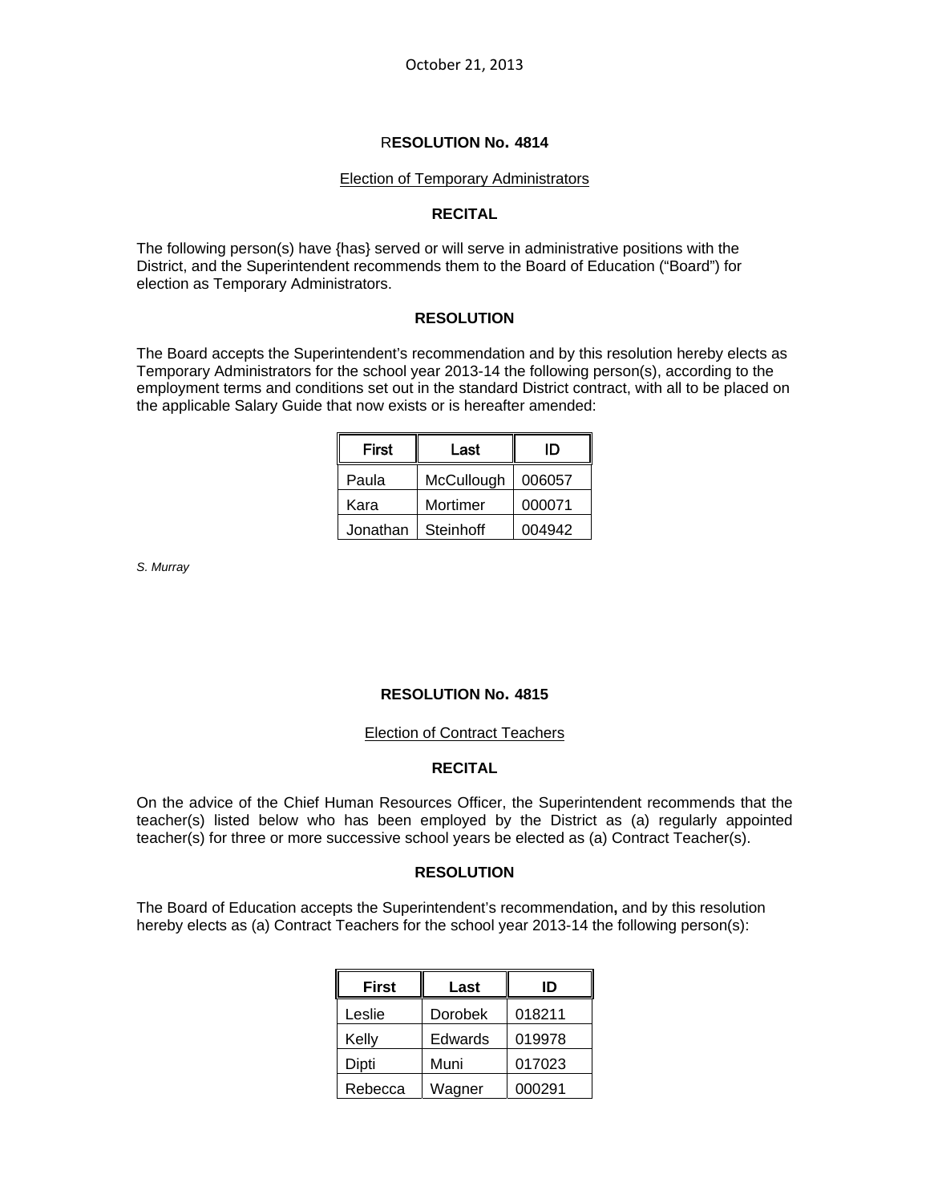October 21, 2013

**RESOLUTION No. 4814**

Election of Temporary Administrators

**RECITAL**

The following person(s) have {has} served or will serve in administrative positions with the District, and the Superintendent recommends them to the Board of Education ("Board") for election as Temporary Administrators.

**RESOLUTION**

The Board accepts the Superintendent's recommendation and by this resolution hereby elects as Temporary Administrators for the school year 2013-14 the following person(s), according to the employment terms and conditions set out in the standard District contract, with all to be placed on the applicable Salary Guide that now exists or is hereafter amended:

| First | Last | ID |
|---|---|---|
| Paula | McCullough | 006057 |
| Kara | Mortimer | 000071 |
| Jonathan | Steinhoff | 004942 |

*S. Murray*

**RESOLUTION No. 4815**

Election of Contract Teachers

**RECITAL**

On the advice of the Chief Human Resources Officer, the Superintendent recommends that the teacher(s) listed below who has been employed by the District as (a) regularly appointed teacher(s) for three or more successive school years be elected as (a) Contract Teacher(s).

**RESOLUTION**

The Board of Education accepts the Superintendent's recommendation**,** and by this resolution hereby elects as (a) Contract Teachers for the school year 2013-14 the following person(s):

| First | Last | ID |
|---|---|---|
| Leslie | Dorobek | 018211 |
| Kelly | Edwards | 019978 |
| Dipti | Muni | 017023 |
| Rebecca | Wagner | 000291 |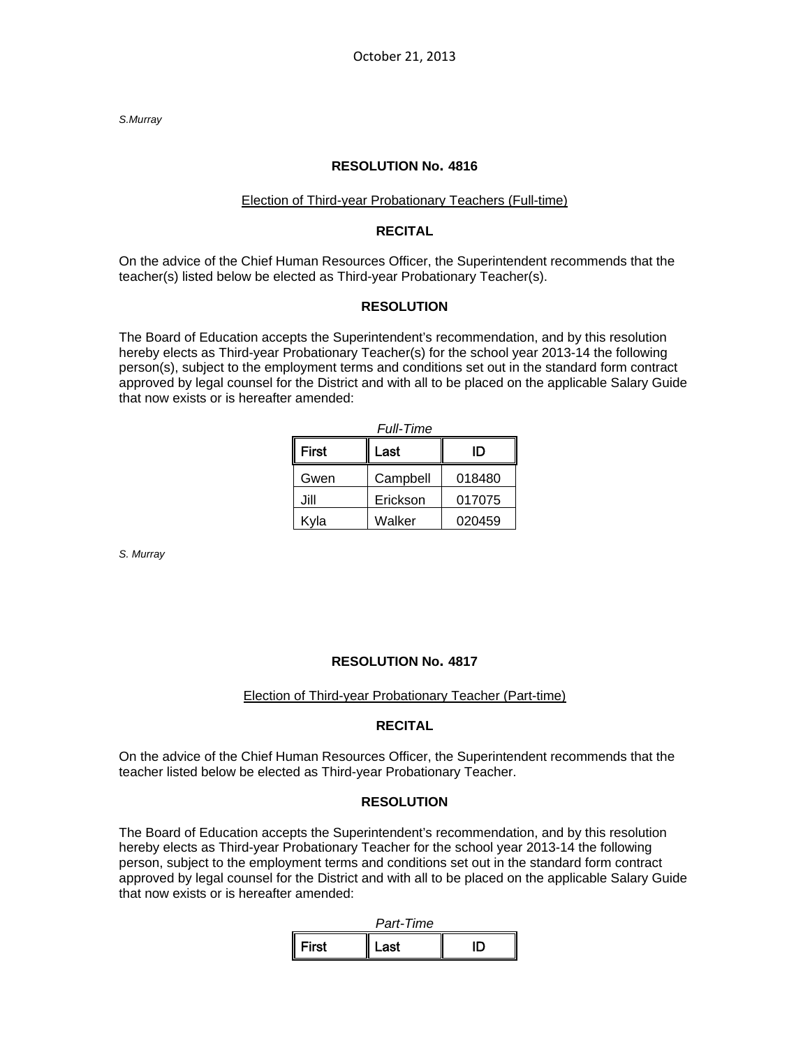*S.Murray*

**RESOLUTION No. 4816**

Election of Third-year Probationary Teachers (Full-time)

**RECITAL**

On the advice of the Chief Human Resources Officer, the Superintendent recommends that the teacher(s) listed below be elected as Third-year Probationary Teacher(s).

**RESOLUTION**

The Board of Education accepts the Superintendent's recommendation, and by this resolution hereby elects as Third-year Probationary Teacher(s) for the school year 2013-14 the following person(s), subject to the employment terms and conditions set out in the standard form contract approved by legal counsel for the District and with all to be placed on the applicable Salary Guide that now exists or is hereafter amended:

*Full-Time*

| First | Last | ID |
|---|---|---|
| Gwen | Campbell | 018480 |
| Jill | Erickson | 017075 |
| Kyla | Walker | 020459 |

*S. Murray*

**RESOLUTION No. 4817**

Election of Third-year Probationary Teacher (Part-time)

**RECITAL**

On the advice of the Chief Human Resources Officer, the Superintendent recommends that the teacher listed below be elected as Third-year Probationary Teacher.

**RESOLUTION**

The Board of Education accepts the Superintendent's recommendation, and by this resolution hereby elects as Third-year Probationary Teacher for the school year 2013-14 the following person, subject to the employment terms and conditions set out in the standard form contract approved by legal counsel for the District and with all to be placed on the applicable Salary Guide that now exists or is hereafter amended:

*Part-Time*

| First | Last | ID |
|---|---|---|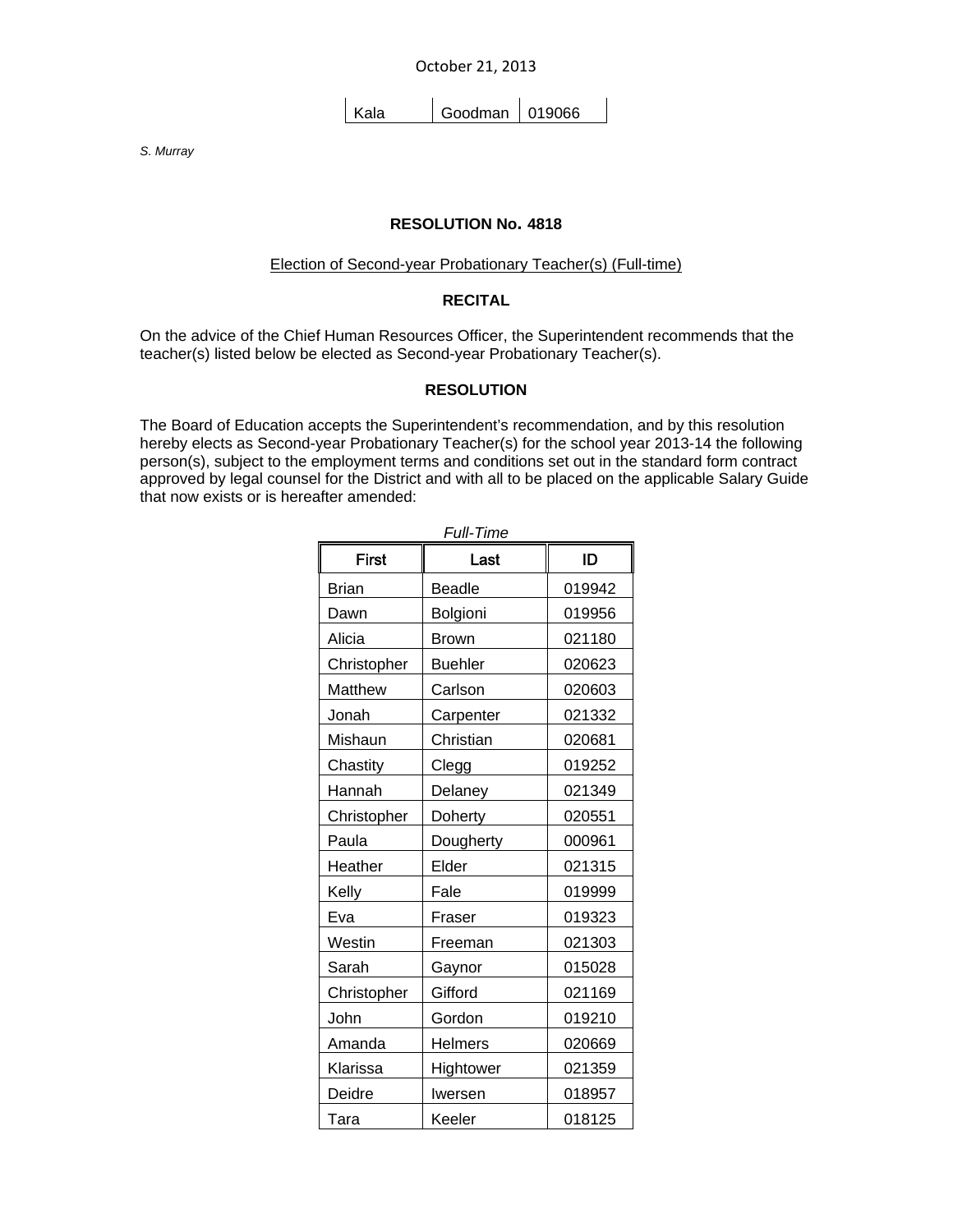| Kala | Goodman | 019066 |
|---|---|---|

*S. Murray*

**RESOLUTION No. 4818**

Election of Second-year Probationary Teacher(s) (Full-time)

**RECITAL**

On the advice of the Chief Human Resources Officer, the Superintendent recommends that the teacher(s) listed below be elected as Second-year Probationary Teacher(s).

**RESOLUTION**

The Board of Education accepts the Superintendent's recommendation, and by this resolution hereby elects as Second-year Probationary Teacher(s) for the school year 2013-14 the following person(s), subject to the employment terms and conditions set out in the standard form contract approved by legal counsel for the District and with all to be placed on the applicable Salary Guide that now exists or is hereafter amended:

*Full-Time*

| First | Last | ID |
|---|---|---|
| Brian | Beadle | 019942 |
| Dawn | Bolgioni | 019956 |
| Alicia | Brown | 021180 |
| Christopher | Buehler | 020623 |
| Matthew | Carlson | 020603 |
| Jonah | Carpenter | 021332 |
| Mishaun | Christian | 020681 |
| Chastity | Clegg | 019252 |
| Hannah | Delaney | 021349 |
| Christopher | Doherty | 020551 |
| Paula | Dougherty | 000961 |
| Heather | Elder | 021315 |
| Kelly | Fale | 019999 |
| Eva | Fraser | 019323 |
| Westin | Freeman | 021303 |
| Sarah | Gaynor | 015028 |
| Christopher | Gifford | 021169 |
| John | Gordon | 019210 |
| Amanda | Helmers | 020669 |
| Klarissa | Hightower | 021359 |
| Deidre | Iwersen | 018957 |
| Tara | Keeler | 018125 |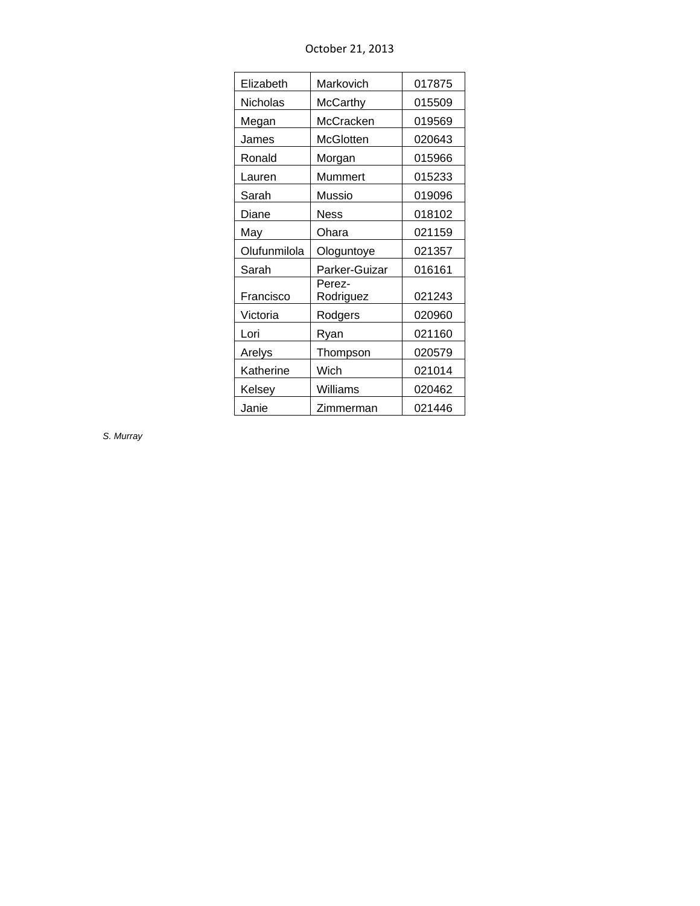October 21, 2013

| | | |
|---|---|---|
| Elizabeth | Markovich | 017875 |
| Nicholas | McCarthy | 015509 |
| Megan | McCracken | 019569 |
| James | McGlotten | 020643 |
| Ronald | Morgan | 015966 |
| Lauren | Mummert | 015233 |
| Sarah | Mussio | 019096 |
| Diane | Ness | 018102 |
| May | Ohara | 021159 |
| Olufunmilola | Ologuntoye | 021357 |
| Sarah | Parker-Guizar | 016161 |
| Francisco | Perez-Rodriguez | 021243 |
| Victoria | Rodgers | 020960 |
| Lori | Ryan | 021160 |
| Arelys | Thompson | 020579 |
| Katherine | Wich | 021014 |
| Kelsey | Williams | 020462 |
| Janie | Zimmerman | 021446 |

*S. Murray*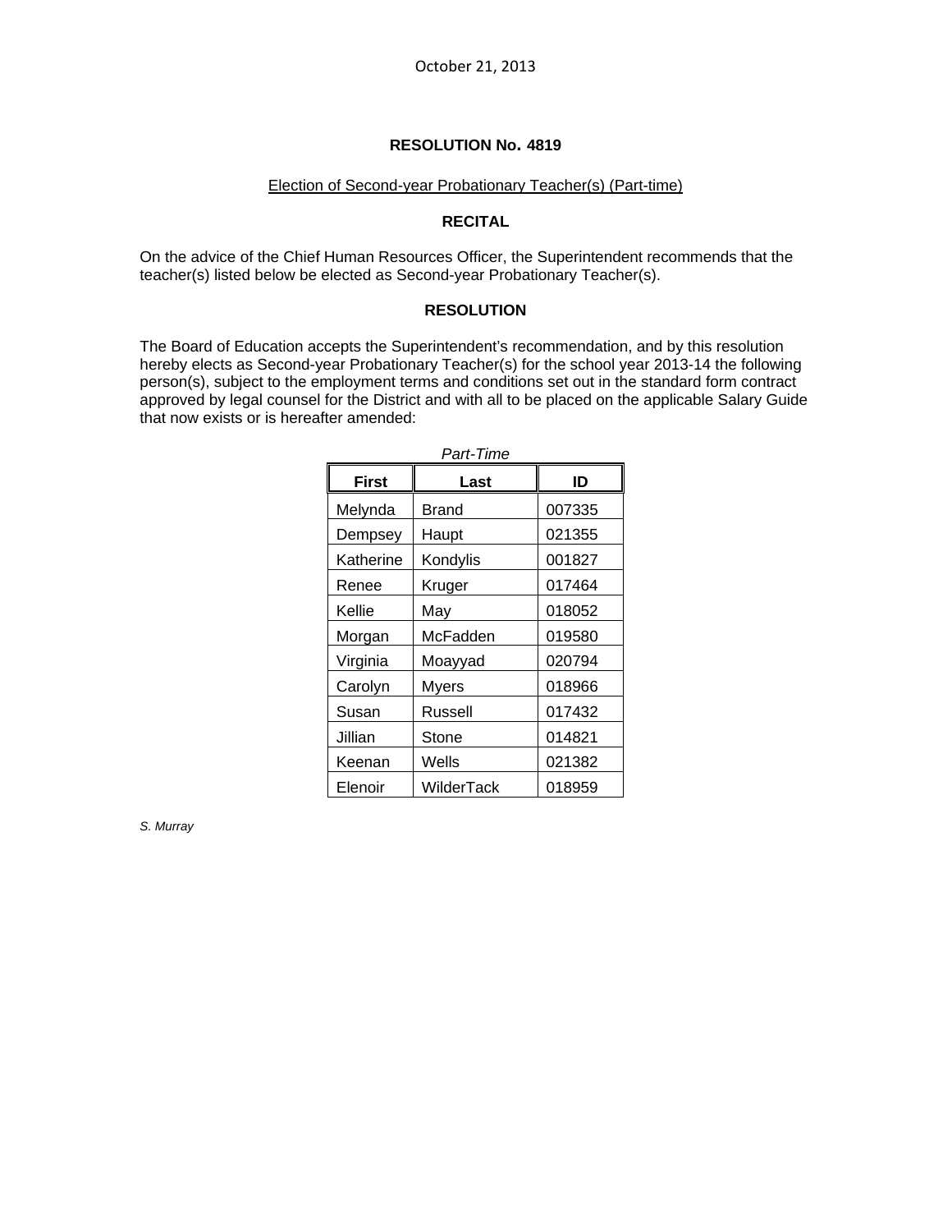October 21, 2013

## RESOLUTION No. 4819

Election of Second-year Probationary Teacher(s) (Part-time)

### RECITAL

On the advice of the Chief Human Resources Officer, the Superintendent recommends that the teacher(s) listed below be elected as Second-year Probationary Teacher(s).

### RESOLUTION

The Board of Education accepts the Superintendent's recommendation, and by this resolution hereby elects as Second-year Probationary Teacher(s) for the school year 2013-14 the following person(s), subject to the employment terms and conditions set out in the standard form contract approved by legal counsel for the District and with all to be placed on the applicable Salary Guide that now exists or is hereafter amended:

*Part-Time*

| First | Last | ID |
|---|---|---|
| Melynda | Brand | 007335 |
| Dempsey | Haupt | 021355 |
| Katherine | Kondylis | 001827 |
| Renee | Kruger | 017464 |
| Kellie | May | 018052 |
| Morgan | McFadden | 019580 |
| Virginia | Moayyad | 020794 |
| Carolyn | Myers | 018966 |
| Susan | Russell | 017432 |
| Jillian | Stone | 014821 |
| Keenan | Wells | 021382 |
| Elenoir | WilderTack | 018959 |

*S. Murray*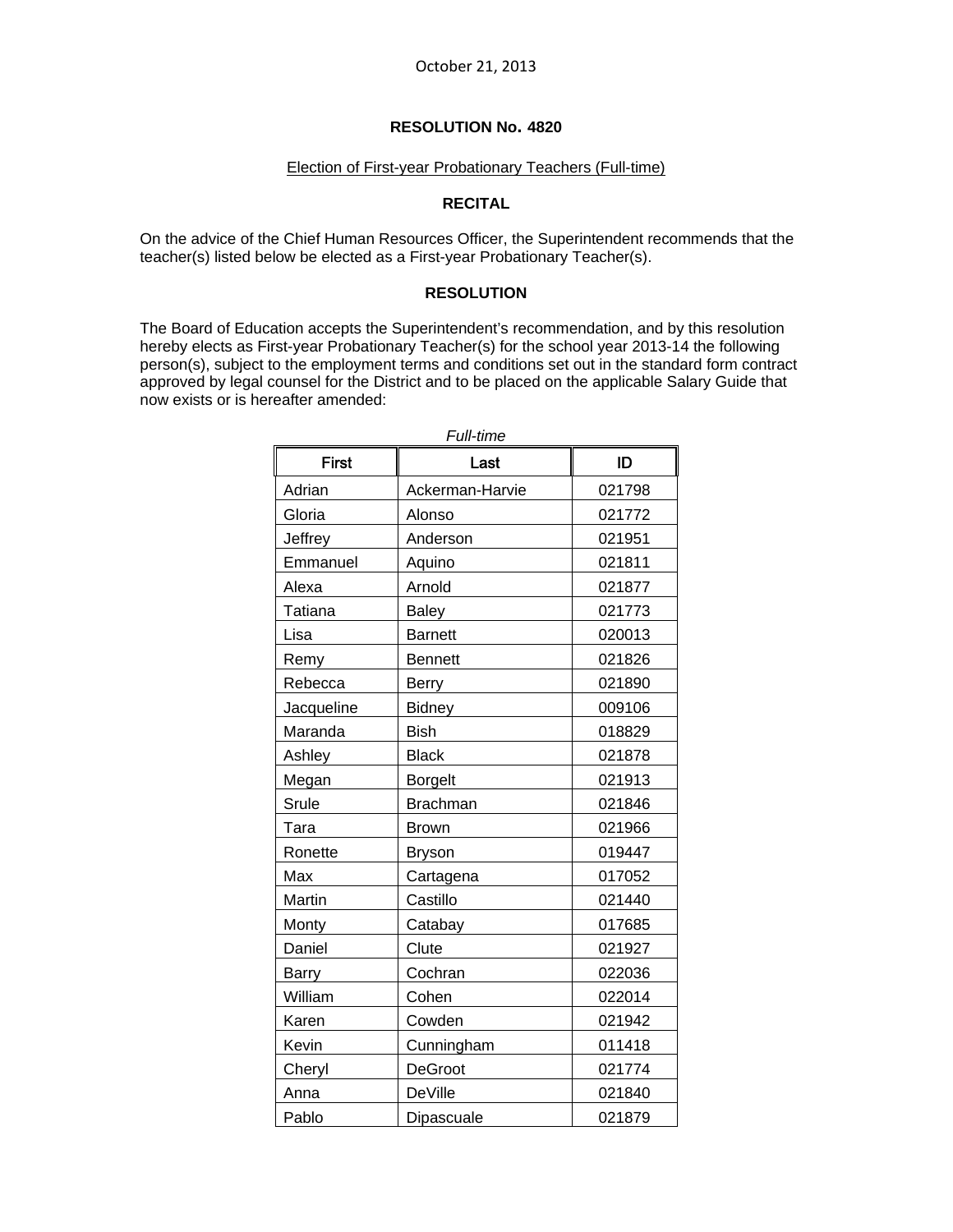October 21, 2013

**RESOLUTION No. 4820**

Election of First-year Probationary Teachers (Full-time)

**RECITAL**

On the advice of the Chief Human Resources Officer, the Superintendent recommends that the teacher(s) listed below be elected as a First-year Probationary Teacher(s).

**RESOLUTION**

The Board of Education accepts the Superintendent's recommendation, and by this resolution hereby elects as First-year Probationary Teacher(s) for the school year 2013-14 the following person(s), subject to the employment terms and conditions set out in the standard form contract approved by legal counsel for the District and to be placed on the applicable Salary Guide that now exists or is hereafter amended:

*Full-time*

| First | Last | ID |
|---|---|---|
| Adrian | Ackerman-Harvie | 021798 |
| Gloria | Alonso | 021772 |
| Jeffrey | Anderson | 021951 |
| Emmanuel | Aquino | 021811 |
| Alexa | Arnold | 021877 |
| Tatiana | Baley | 021773 |
| Lisa | Barnett | 020013 |
| Remy | Bennett | 021826 |
| Rebecca | Berry | 021890 |
| Jacqueline | Bidney | 009106 |
| Maranda | Bish | 018829 |
| Ashley | Black | 021878 |
| Megan | Borgelt | 021913 |
| Srule | Brachman | 021846 |
| Tara | Brown | 021966 |
| Ronette | Bryson | 019447 |
| Max | Cartagena | 017052 |
| Martin | Castillo | 021440 |
| Monty | Catabay | 017685 |
| Daniel | Clute | 021927 |
| Barry | Cochran | 022036 |
| William | Cohen | 022014 |
| Karen | Cowden | 021942 |
| Kevin | Cunningham | 011418 |
| Cheryl | DeGroot | 021774 |
| Anna | DeVille | 021840 |
| Pablo | Dipascuale | 021879 |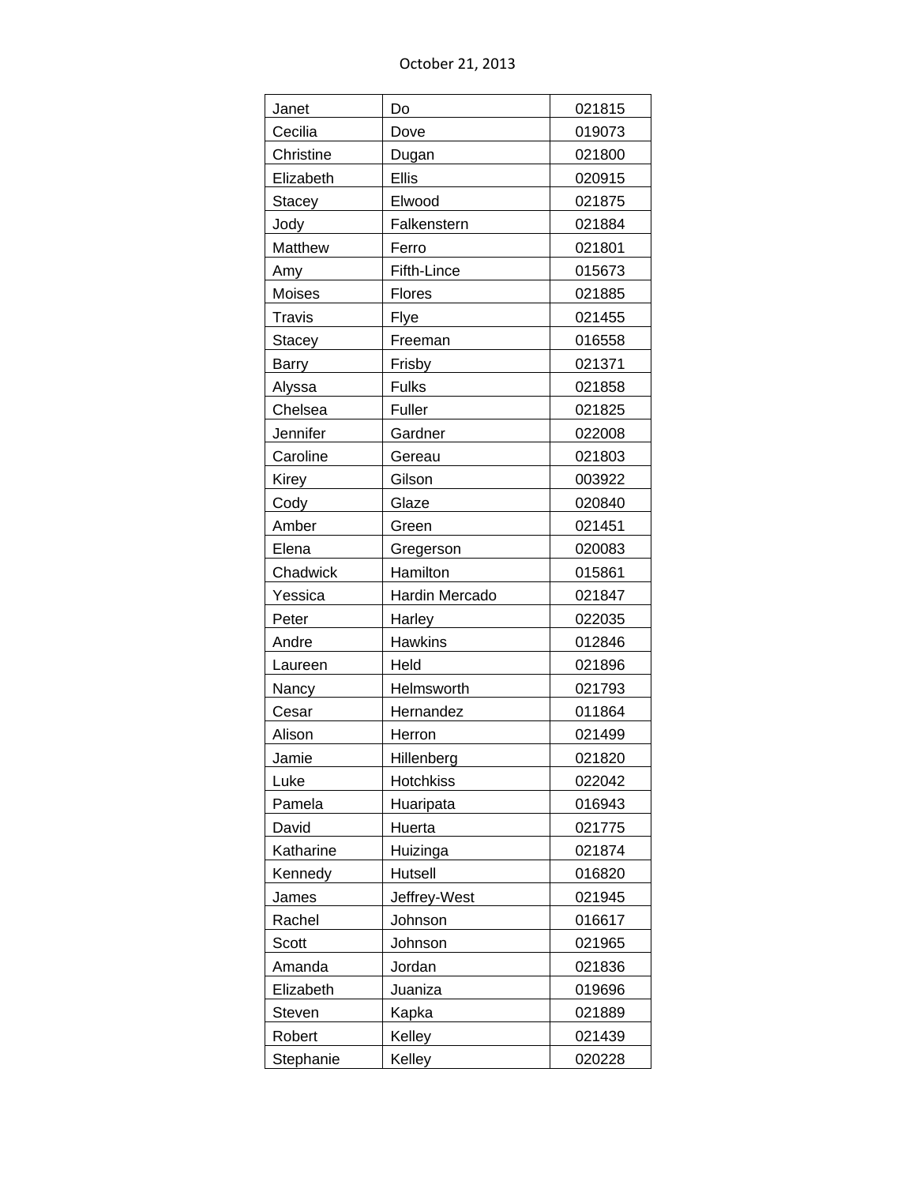October 21, 2013

| | | |
|---|---|---|
| Janet | Do | 021815 |
| Cecilia | Dove | 019073 |
| Christine | Dugan | 021800 |
| Elizabeth | Ellis | 020915 |
| Stacey | Elwood | 021875 |
| Jody | Falkenstern | 021884 |
| Matthew | Ferro | 021801 |
| Amy | Fifth-Lince | 015673 |
| Moises | Flores | 021885 |
| Travis | Flye | 021455 |
| Stacey | Freeman | 016558 |
| Barry | Frisby | 021371 |
| Alyssa | Fulks | 021858 |
| Chelsea | Fuller | 021825 |
| Jennifer | Gardner | 022008 |
| Caroline | Gereau | 021803 |
| Kirey | Gilson | 003922 |
| Cody | Glaze | 020840 |
| Amber | Green | 021451 |
| Elena | Gregerson | 020083 |
| Chadwick | Hamilton | 015861 |
| Yessica | Hardin Mercado | 021847 |
| Peter | Harley | 022035 |
| Andre | Hawkins | 012846 |
| Laureen | Held | 021896 |
| Nancy | Helmsworth | 021793 |
| Cesar | Hernandez | 011864 |
| Alison | Herron | 021499 |
| Jamie | Hillenberg | 021820 |
| Luke | Hotchkiss | 022042 |
| Pamela | Huaripata | 016943 |
| David | Huerta | 021775 |
| Katharine | Huizinga | 021874 |
| Kennedy | Hutsell | 016820 |
| James | Jeffrey-West | 021945 |
| Rachel | Johnson | 016617 |
| Scott | Johnson | 021965 |
| Amanda | Jordan | 021836 |
| Elizabeth | Juaniza | 019696 |
| Steven | Kapka | 021889 |
| Robert | Kelley | 021439 |
| Stephanie | Kelley | 020228 |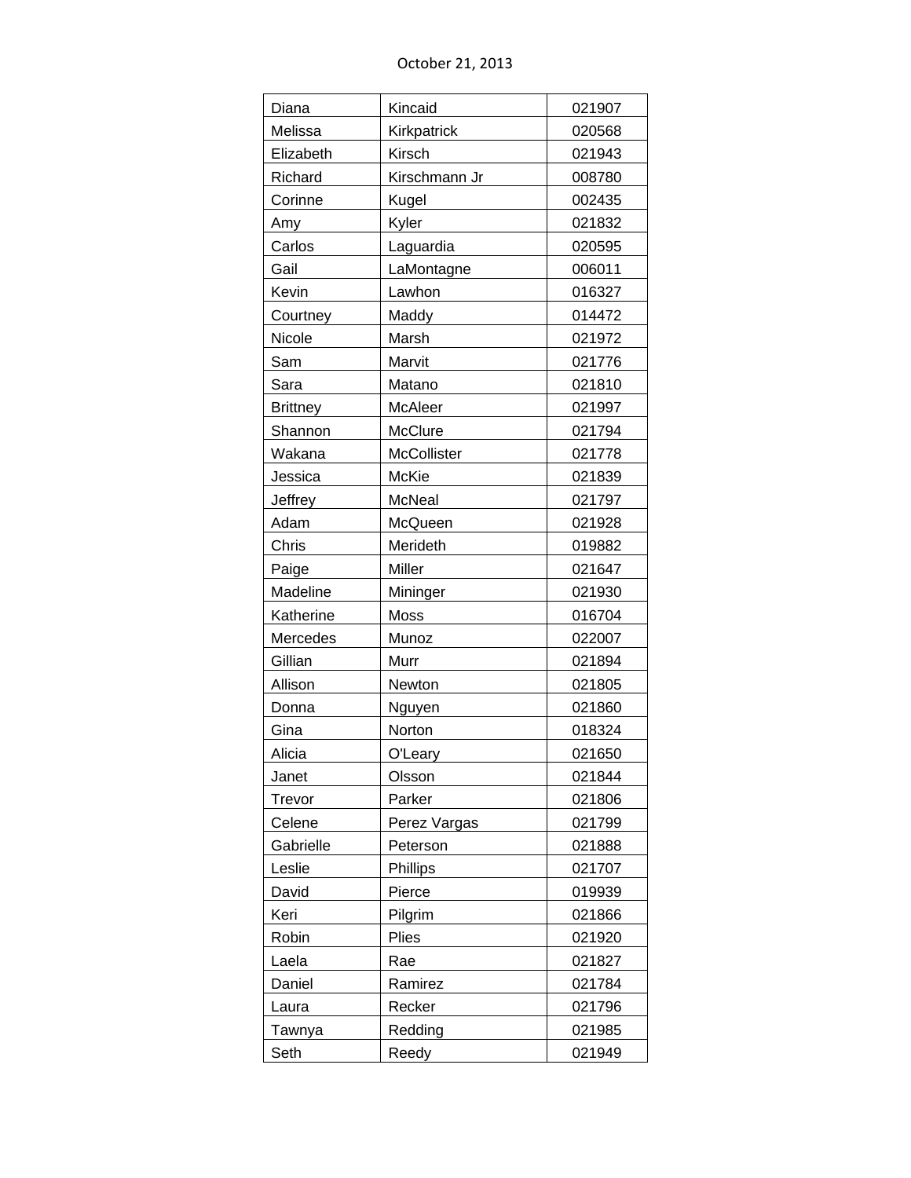| | | |
|---|---|---|
| Diana | Kincaid | 021907 |
| Melissa | Kirkpatrick | 020568 |
| Elizabeth | Kirsch | 021943 |
| Richard | Kirschmann Jr | 008780 |
| Corinne | Kugel | 002435 |
| Amy | Kyler | 021832 |
| Carlos | Laguardia | 020595 |
| Gail | LaMontagne | 006011 |
| Kevin | Lawhon | 016327 |
| Courtney | Maddy | 014472 |
| Nicole | Marsh | 021972 |
| Sam | Marvit | 021776 |
| Sara | Matano | 021810 |
| Brittney | McAleer | 021997 |
| Shannon | McClure | 021794 |
| Wakana | McCollister | 021778 |
| Jessica | McKie | 021839 |
| Jeffrey | McNeal | 021797 |
| Adam | McQueen | 021928 |
| Chris | Merideth | 019882 |
| Paige | Miller | 021647 |
| Madeline | Mininger | 021930 |
| Katherine | Moss | 016704 |
| Mercedes | Munoz | 022007 |
| Gillian | Murr | 021894 |
| Allison | Newton | 021805 |
| Donna | Nguyen | 021860 |
| Gina | Norton | 018324 |
| Alicia | O'Leary | 021650 |
| Janet | Olsson | 021844 |
| Trevor | Parker | 021806 |
| Celene | Perez Vargas | 021799 |
| Gabrielle | Peterson | 021888 |
| Leslie | Phillips | 021707 |
| David | Pierce | 019939 |
| Keri | Pilgrim | 021866 |
| Robin | Plies | 021920 |
| Laela | Rae | 021827 |
| Daniel | Ramirez | 021784 |
| Laura | Recker | 021796 |
| Tawnya | Redding | 021985 |
| Seth | Reedy | 021949 |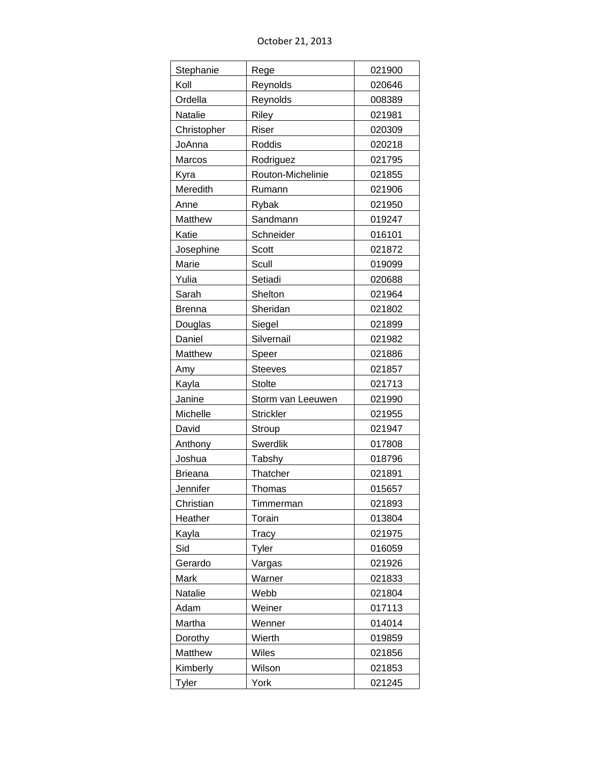October 21, 2013

| | | |
|---|---|---|
| Stephanie | Rege | 021900 |
| Koll | Reynolds | 020646 |
| Ordella | Reynolds | 008389 |
| Natalie | Riley | 021981 |
| Christopher | Riser | 020309 |
| JoAnna | Roddis | 020218 |
| Marcos | Rodriguez | 021795 |
| Kyra | Routon-Michelinie | 021855 |
| Meredith | Rumann | 021906 |
| Anne | Rybak | 021950 |
| Matthew | Sandmann | 019247 |
| Katie | Schneider | 016101 |
| Josephine | Scott | 021872 |
| Marie | Scull | 019099 |
| Yulia | Setiadi | 020688 |
| Sarah | Shelton | 021964 |
| Brenna | Sheridan | 021802 |
| Douglas | Siegel | 021899 |
| Daniel | Silvernail | 021982 |
| Matthew | Speer | 021886 |
| Amy | Steeves | 021857 |
| Kayla | Stolte | 021713 |
| Janine | Storm van Leeuwen | 021990 |
| Michelle | Strickler | 021955 |
| David | Stroup | 021947 |
| Anthony | Swerdlik | 017808 |
| Joshua | Tabshy | 018796 |
| Brieana | Thatcher | 021891 |
| Jennifer | Thomas | 015657 |
| Christian | Timmerman | 021893 |
| Heather | Torain | 013804 |
| Kayla | Tracy | 021975 |
| Sid | Tyler | 016059 |
| Gerardo | Vargas | 021926 |
| Mark | Warner | 021833 |
| Natalie | Webb | 021804 |
| Adam | Weiner | 017113 |
| Martha | Wenner | 014014 |
| Dorothy | Wierth | 019859 |
| Matthew | Wiles | 021856 |
| Kimberly | Wilson | 021853 |
| Tyler | York | 021245 |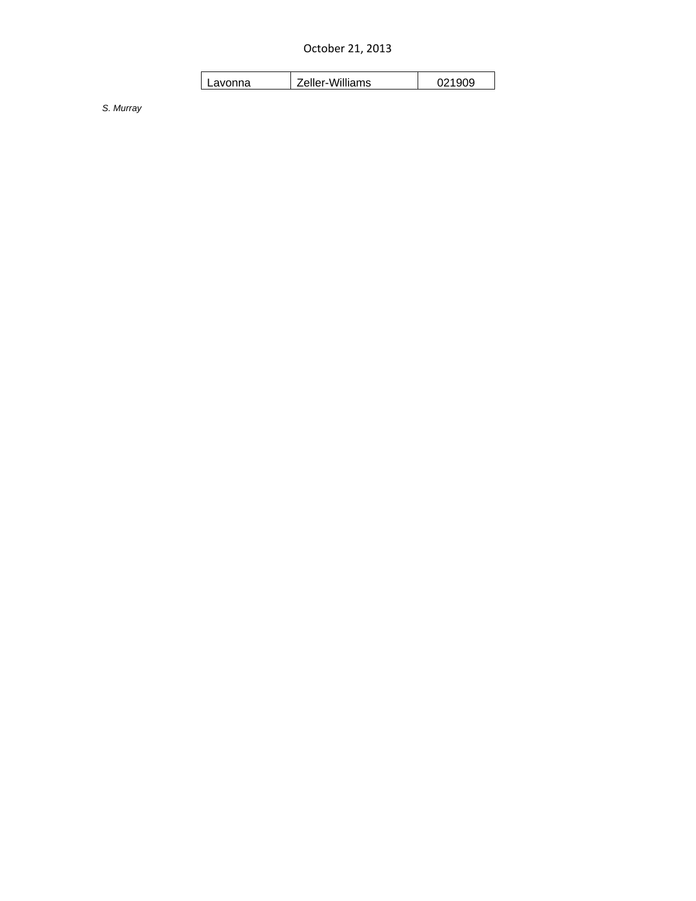October 21, 2013

| Lavonna | Zeller-Williams | 021909 |
|---|---|---|

*S. Murray*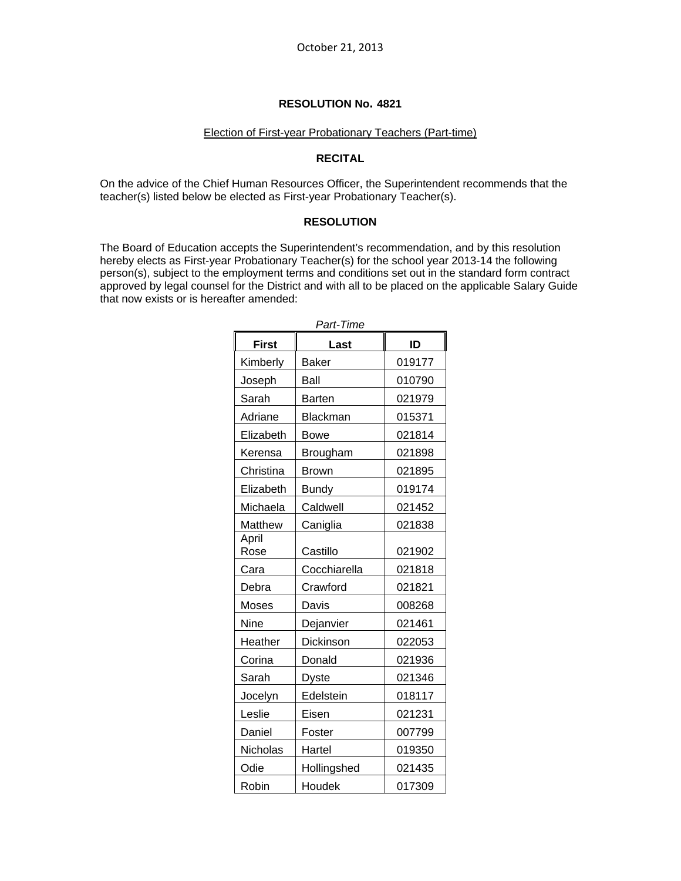October 21, 2013

**RESOLUTION No. 4821**

Election of First-year Probationary Teachers (Part-time)

**RECITAL**

On the advice of the Chief Human Resources Officer, the Superintendent recommends that the teacher(s) listed below be elected as First-year Probationary Teacher(s).

**RESOLUTION**

The Board of Education accepts the Superintendent's recommendation, and by this resolution hereby elects as First-year Probationary Teacher(s) for the school year 2013-14 the following person(s), subject to the employment terms and conditions set out in the standard form contract approved by legal counsel for the District and with all to be placed on the applicable Salary Guide that now exists or is hereafter amended:

*Part-Time*

| First | Last | ID |
|---|---|---|
| Kimberly | Baker | 019177 |
| Joseph | Ball | 010790 |
| Sarah | Barten | 021979 |
| Adriane | Blackman | 015371 |
| Elizabeth | Bowe | 021814 |
| Kerensa | Brougham | 021898 |
| Christina | Brown | 021895 |
| Elizabeth | Bundy | 019174 |
| Michaela | Caldwell | 021452 |
| Matthew | Caniglia | 021838 |
| April Rose | Castillo | 021902 |
| Cara | Cocchiarella | 021818 |
| Debra | Crawford | 021821 |
| Moses | Davis | 008268 |
| Nine | Dejanvier | 021461 |
| Heather | Dickinson | 022053 |
| Corina | Donald | 021936 |
| Sarah | Dyste | 021346 |
| Jocelyn | Edelstein | 018117 |
| Leslie | Eisen | 021231 |
| Daniel | Foster | 007799 |
| Nicholas | Hartel | 019350 |
| Odie | Hollingshed | 021435 |
| Robin | Houdek | 017309 |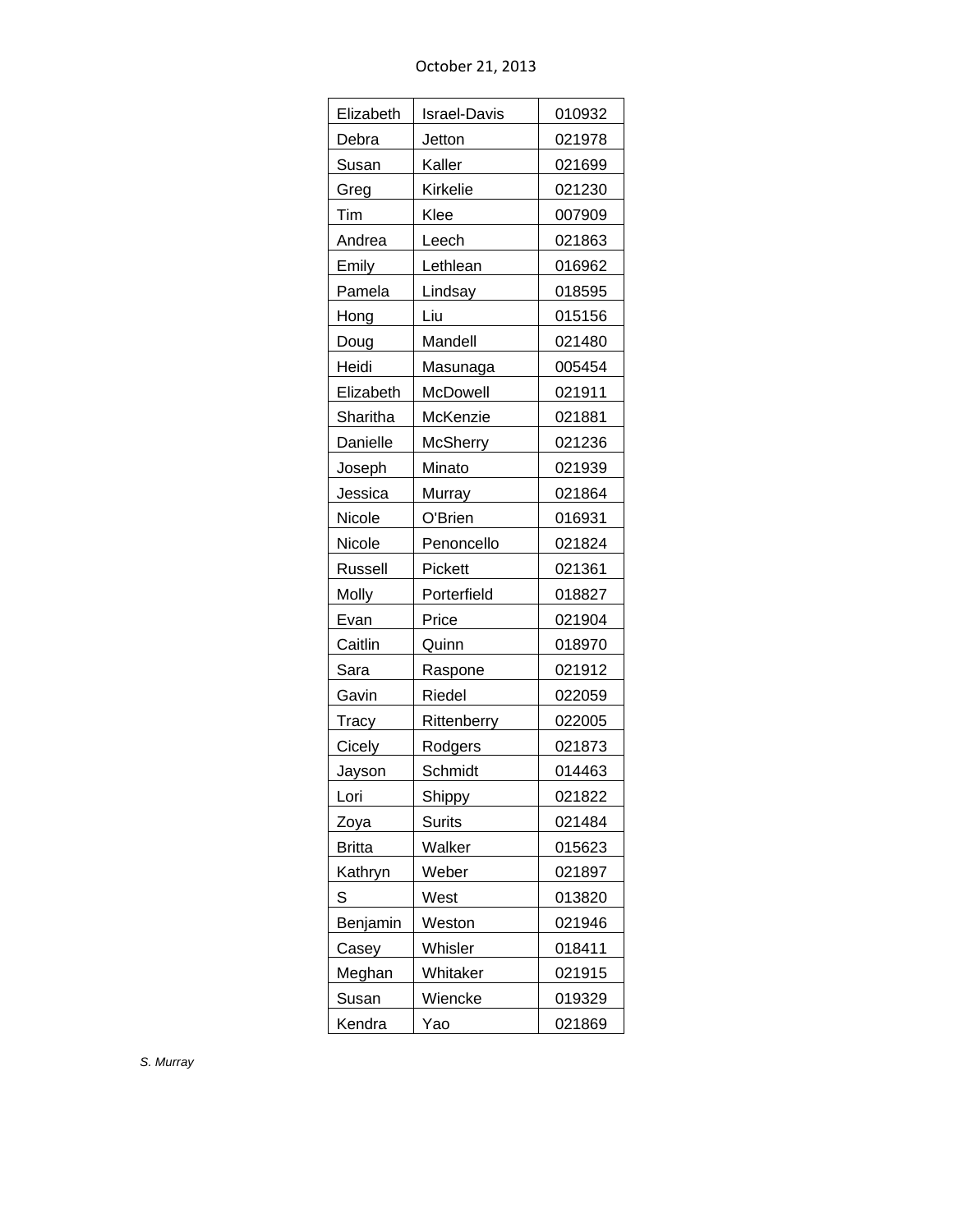October 21, 2013

| | | |
|---|---|---|
| Elizabeth | Israel-Davis | 010932 |
| Debra | Jetton | 021978 |
| Susan | Kaller | 021699 |
| Greg | Kirkelie | 021230 |
| Tim | Klee | 007909 |
| Andrea | Leech | 021863 |
| Emily | Lethlean | 016962 |
| Pamela | Lindsay | 018595 |
| Hong | Liu | 015156 |
| Doug | Mandell | 021480 |
| Heidi | Masunaga | 005454 |
| Elizabeth | McDowell | 021911 |
| Sharitha | McKenzie | 021881 |
| Danielle | McSherry | 021236 |
| Joseph | Minato | 021939 |
| Jessica | Murray | 021864 |
| Nicole | O'Brien | 016931 |
| Nicole | Penoncello | 021824 |
| Russell | Pickett | 021361 |
| Molly | Porterfield | 018827 |
| Evan | Price | 021904 |
| Caitlin | Quinn | 018970 |
| Sara | Raspone | 021912 |
| Gavin | Riedel | 022059 |
| Tracy | Rittenberry | 022005 |
| Cicely | Rodgers | 021873 |
| Jayson | Schmidt | 014463 |
| Lori | Shippy | 021822 |
| Zoya | Surits | 021484 |
| Britta | Walker | 015623 |
| Kathryn | Weber | 021897 |
| S | West | 013820 |
| Benjamin | Weston | 021946 |
| Casey | Whisler | 018411 |
| Meghan | Whitaker | 021915 |
| Susan | Wiencke | 019329 |
| Kendra | Yao | 021869 |

*S. Murray*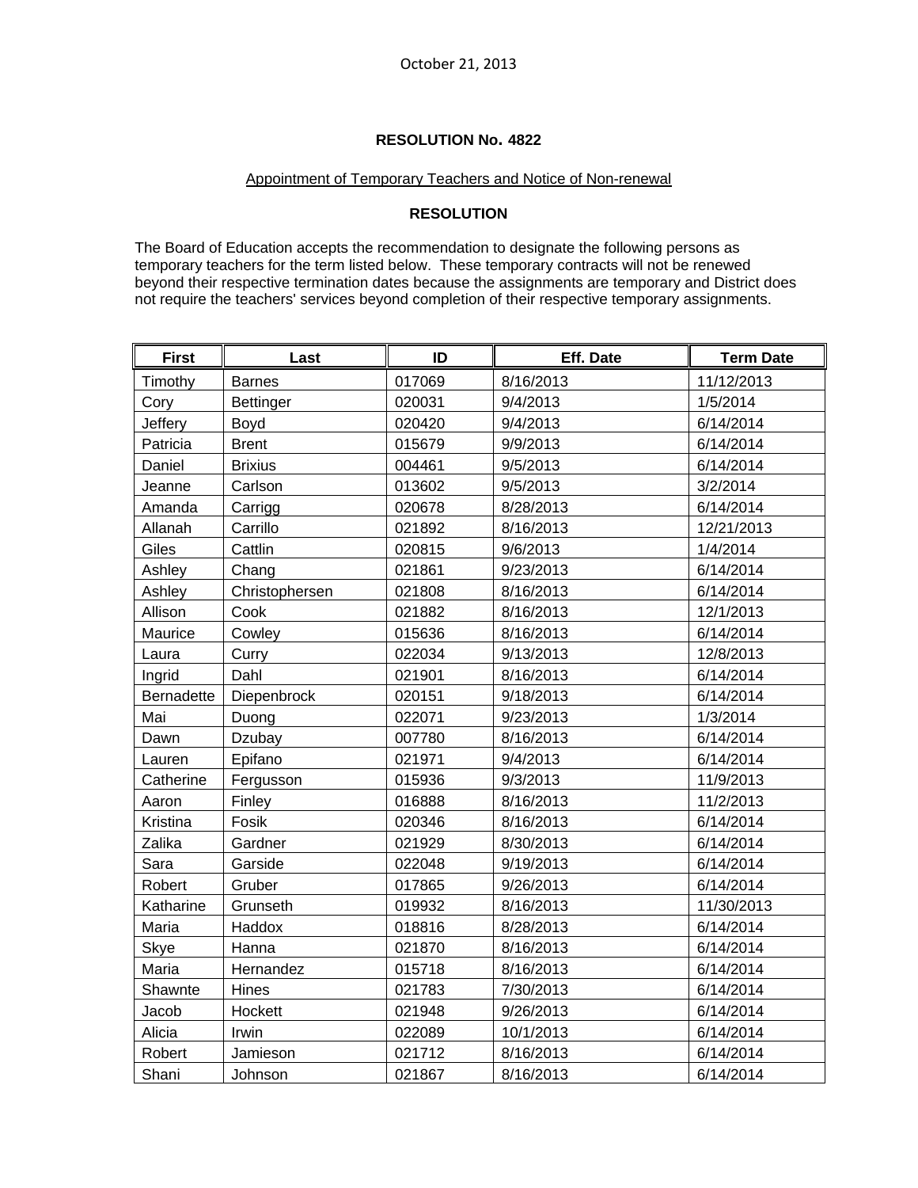October 21, 2013

**RESOLUTION No. 4822**

Appointment of Temporary Teachers and Notice of Non-renewal

**RESOLUTION**

The Board of Education accepts the recommendation to designate the following persons as temporary teachers for the term listed below. These temporary contracts will not be renewed beyond their respective termination dates because the assignments are temporary and District does not require the teachers' services beyond completion of their respective temporary assignments.

| First | Last | ID | Eff. Date | Term Date |
|---|---|---|---|---|
| Timothy | Barnes | 017069 | 8/16/2013 | 11/12/2013 |
| Cory | Bettinger | 020031 | 9/4/2013 | 1/5/2014 |
| Jeffery | Boyd | 020420 | 9/4/2013 | 6/14/2014 |
| Patricia | Brent | 015679 | 9/9/2013 | 6/14/2014 |
| Daniel | Brixius | 004461 | 9/5/2013 | 6/14/2014 |
| Jeanne | Carlson | 013602 | 9/5/2013 | 3/2/2014 |
| Amanda | Carrigg | 020678 | 8/28/2013 | 6/14/2014 |
| Allanah | Carrillo | 021892 | 8/16/2013 | 12/21/2013 |
| Giles | Cattlin | 020815 | 9/6/2013 | 1/4/2014 |
| Ashley | Chang | 021861 | 9/23/2013 | 6/14/2014 |
| Ashley | Christophersen | 021808 | 8/16/2013 | 6/14/2014 |
| Allison | Cook | 021882 | 8/16/2013 | 12/1/2013 |
| Maurice | Cowley | 015636 | 8/16/2013 | 6/14/2014 |
| Laura | Curry | 022034 | 9/13/2013 | 12/8/2013 |
| Ingrid | Dahl | 021901 | 8/16/2013 | 6/14/2014 |
| Bernadette | Diepenbrock | 020151 | 9/18/2013 | 6/14/2014 |
| Mai | Duong | 022071 | 9/23/2013 | 1/3/2014 |
| Dawn | Dzubay | 007780 | 8/16/2013 | 6/14/2014 |
| Lauren | Epifano | 021971 | 9/4/2013 | 6/14/2014 |
| Catherine | Fergusson | 015936 | 9/3/2013 | 11/9/2013 |
| Aaron | Finley | 016888 | 8/16/2013 | 11/2/2013 |
| Kristina | Fosik | 020346 | 8/16/2013 | 6/14/2014 |
| Zalika | Gardner | 021929 | 8/30/2013 | 6/14/2014 |
| Sara | Garside | 022048 | 9/19/2013 | 6/14/2014 |
| Robert | Gruber | 017865 | 9/26/2013 | 6/14/2014 |
| Katharine | Grunseth | 019932 | 8/16/2013 | 11/30/2013 |
| Maria | Haddox | 018816 | 8/28/2013 | 6/14/2014 |
| Skye | Hanna | 021870 | 8/16/2013 | 6/14/2014 |
| Maria | Hernandez | 015718 | 8/16/2013 | 6/14/2014 |
| Shawnte | Hines | 021783 | 7/30/2013 | 6/14/2014 |
| Jacob | Hockett | 021948 | 9/26/2013 | 6/14/2014 |
| Alicia | Irwin | 022089 | 10/1/2013 | 6/14/2014 |
| Robert | Jamieson | 021712 | 8/16/2013 | 6/14/2014 |
| Shani | Johnson | 021867 | 8/16/2013 | 6/14/2014 |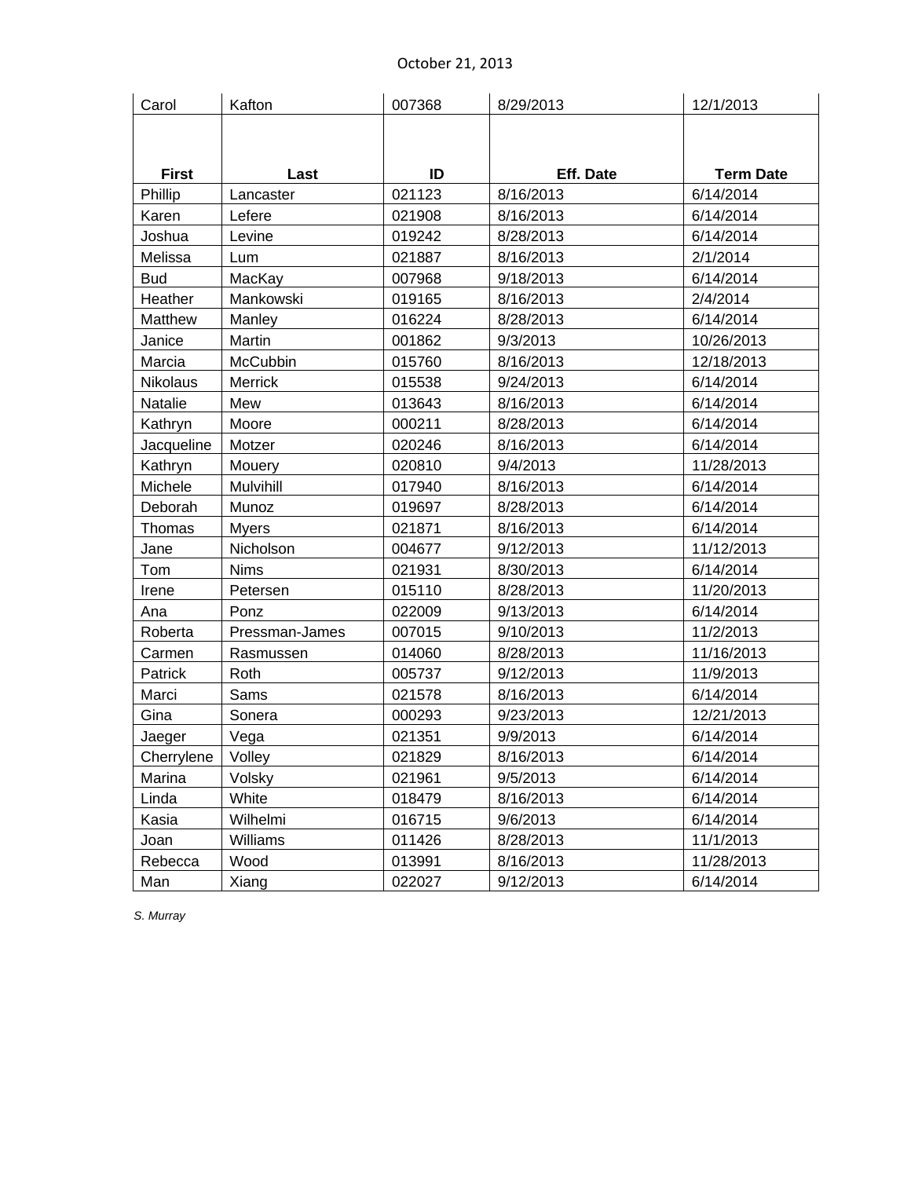| Carol | Kafton | 007368 | 8/29/2013 | 12/1/2013 |
|---|---|---|---|---|
| **First** | **Last** | **ID** | **Eff. Date** | **Term Date** |
| Phillip | Lancaster | 021123 | 8/16/2013 | 6/14/2014 |
| Karen | Lefere | 021908 | 8/16/2013 | 6/14/2014 |
| Joshua | Levine | 019242 | 8/28/2013 | 6/14/2014 |
| Melissa | Lum | 021887 | 8/16/2013 | 2/1/2014 |
| Bud | MacKay | 007968 | 9/18/2013 | 6/14/2014 |
| Heather | Mankowski | 019165 | 8/16/2013 | 2/4/2014 |
| Matthew | Manley | 016224 | 8/28/2013 | 6/14/2014 |
| Janice | Martin | 001862 | 9/3/2013 | 10/26/2013 |
| Marcia | McCubbin | 015760 | 8/16/2013 | 12/18/2013 |
| Nikolaus | Merrick | 015538 | 9/24/2013 | 6/14/2014 |
| Natalie | Mew | 013643 | 8/16/2013 | 6/14/2014 |
| Kathryn | Moore | 000211 | 8/28/2013 | 6/14/2014 |
| Jacqueline | Motzer | 020246 | 8/16/2013 | 6/14/2014 |
| Kathryn | Mouery | 020810 | 9/4/2013 | 11/28/2013 |
| Michele | Mulvihill | 017940 | 8/16/2013 | 6/14/2014 |
| Deborah | Munoz | 019697 | 8/28/2013 | 6/14/2014 |
| Thomas | Myers | 021871 | 8/16/2013 | 6/14/2014 |
| Jane | Nicholson | 004677 | 9/12/2013 | 11/12/2013 |
| Tom | Nims | 021931 | 8/30/2013 | 6/14/2014 |
| Irene | Petersen | 015110 | 8/28/2013 | 11/20/2013 |
| Ana | Ponz | 022009 | 9/13/2013 | 6/14/2014 |
| Roberta | Pressman-James | 007015 | 9/10/2013 | 11/2/2013 |
| Carmen | Rasmussen | 014060 | 8/28/2013 | 11/16/2013 |
| Patrick | Roth | 005737 | 9/12/2013 | 11/9/2013 |
| Marci | Sams | 021578 | 8/16/2013 | 6/14/2014 |
| Gina | Sonera | 000293 | 9/23/2013 | 12/21/2013 |
| Jaeger | Vega | 021351 | 9/9/2013 | 6/14/2014 |
| Cherrylene | Volley | 021829 | 8/16/2013 | 6/14/2014 |
| Marina | Volsky | 021961 | 9/5/2013 | 6/14/2014 |
| Linda | White | 018479 | 8/16/2013 | 6/14/2014 |
| Kasia | Wilhelmi | 016715 | 9/6/2013 | 6/14/2014 |
| Joan | Williams | 011426 | 8/28/2013 | 11/1/2013 |
| Rebecca | Wood | 013991 | 8/16/2013 | 11/28/2013 |
| Man | Xiang | 022027 | 9/12/2013 | 6/14/2014 |

*S. Murray*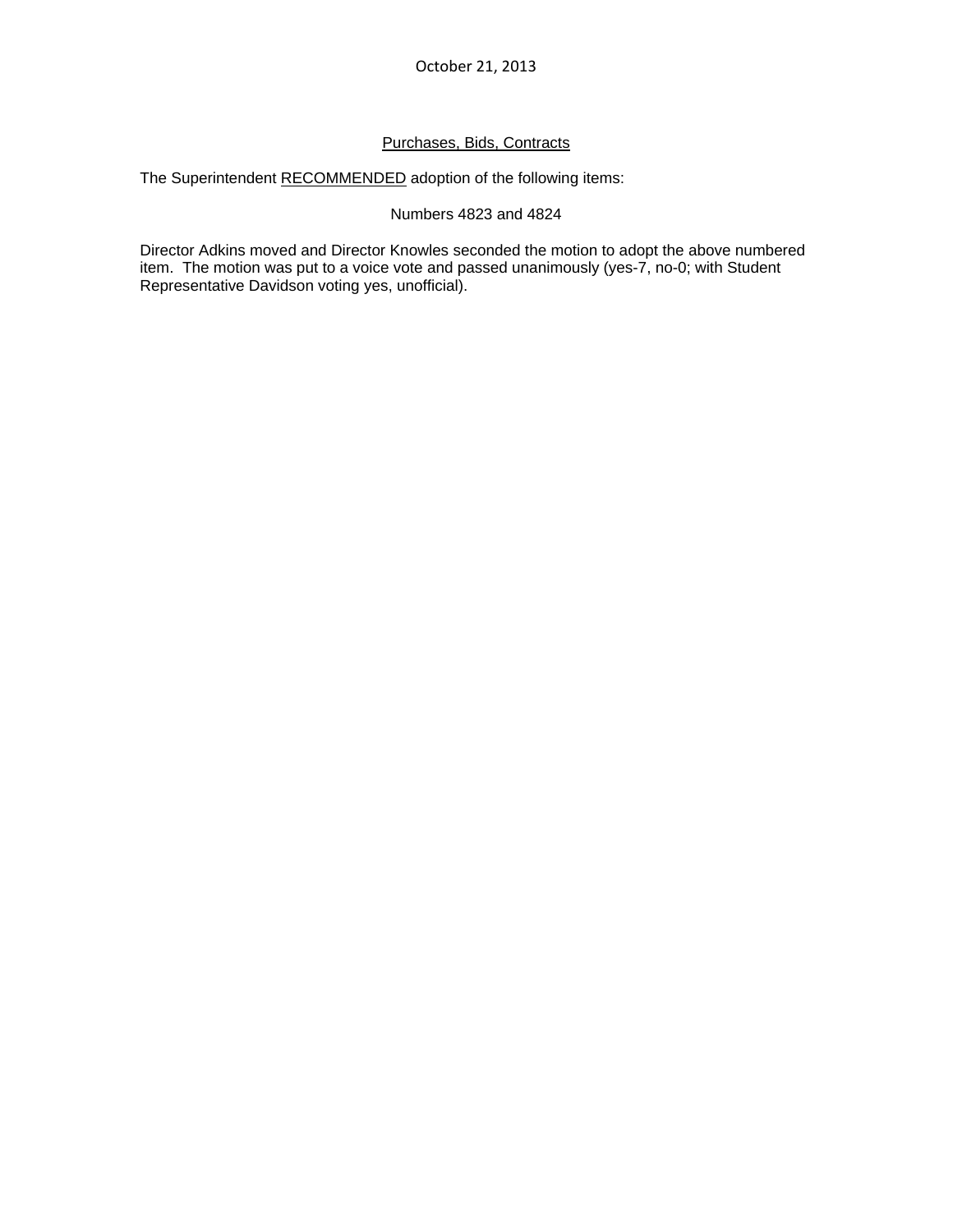October 21, 2013

Purchases, Bids, Contracts

The Superintendent RECOMMENDED adoption of the following items:

Numbers 4823 and 4824

Director Adkins moved and Director Knowles seconded the motion to adopt the above numbered item. The motion was put to a voice vote and passed unanimously (yes-7, no-0; with Student Representative Davidson voting yes, unofficial).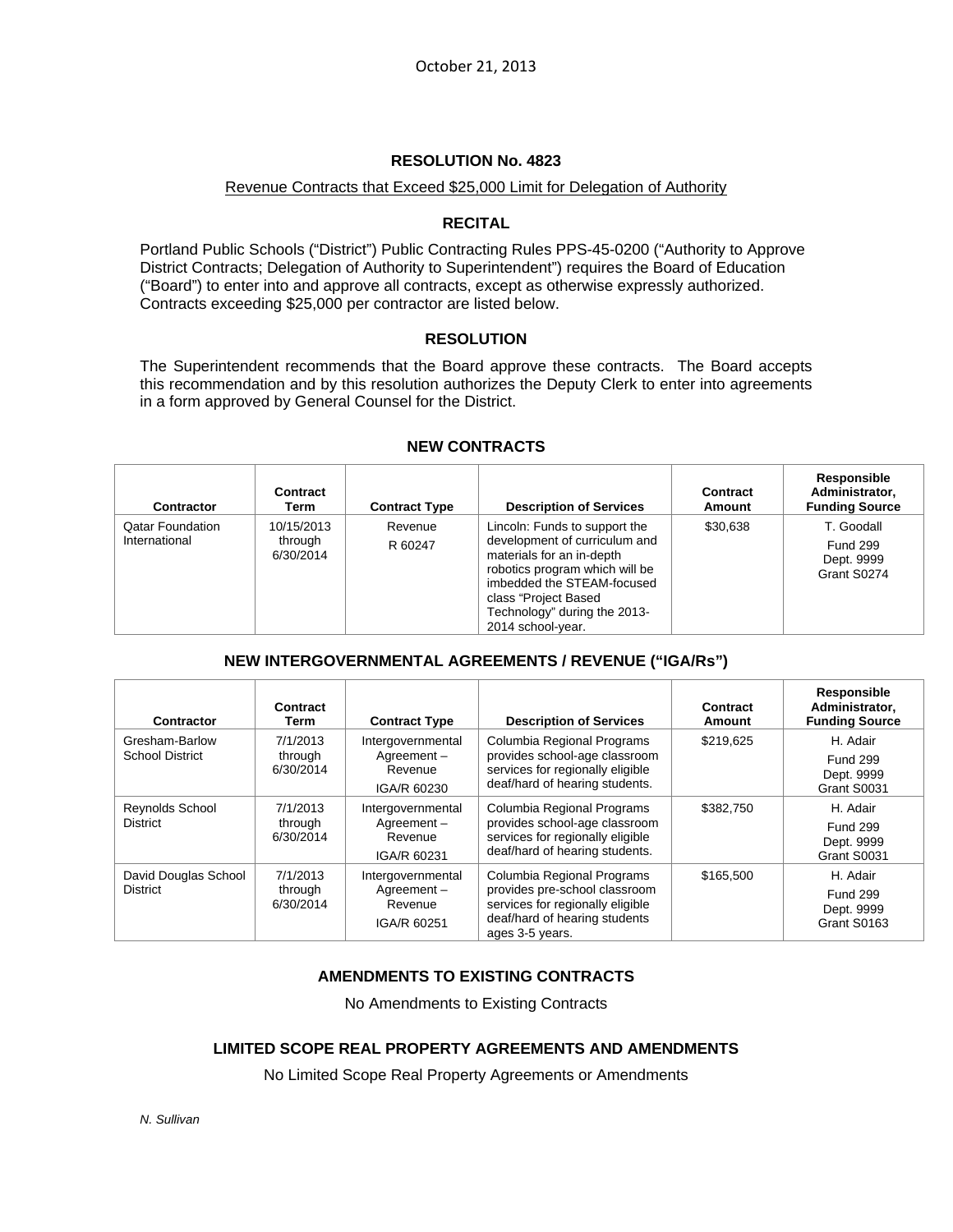October 21, 2013

## RESOLUTION No. 4823

Revenue Contracts that Exceed $25,000 Limit for Delegation of Authority

### RECITAL

Portland Public Schools ("District") Public Contracting Rules PPS-45-0200 ("Authority to Approve District Contracts; Delegation of Authority to Superintendent") requires the Board of Education ("Board") to enter into and approve all contracts, except as otherwise expressly authorized. Contracts exceeding $25,000 per contractor are listed below.

### RESOLUTION

The Superintendent recommends that the Board approve these contracts. The Board accepts this recommendation and by this resolution authorizes the Deputy Clerk to enter into agreements in a form approved by General Counsel for the District.

### NEW CONTRACTS

| Contractor | Contract Term | Contract Type | Description of Services | Contract Amount | Responsible Administrator, Funding Source |
|---|---|---|---|---|---|
| Qatar Foundation International | 10/15/2013 through 6/30/2014 | Revenue R 60247 | Lincoln: Funds to support the development of curriculum and materials for an in-depth robotics program which will be imbedded the STEAM-focused class "Project Based Technology" during the 2013-2014 school-year. | $30,638 | T. Goodall Fund 299 Dept. 9999 Grant S0274 |

### NEW INTERGOVERNMENTAL AGREEMENTS / REVENUE ("IGA/Rs")

| Contractor | Contract Term | Contract Type | Description of Services | Contract Amount | Responsible Administrator, Funding Source |
|---|---|---|---|---|---|
| Gresham-Barlow School District | 7/1/2013 through 6/30/2014 | Intergovernmental Agreement – Revenue IGA/R 60230 | Columbia Regional Programs provides school-age classroom services for regionally eligible deaf/hard of hearing students. | $219,625 | H. Adair Fund 299 Dept. 9999 Grant S0031 |
| Reynolds School District | 7/1/2013 through 6/30/2014 | Intergovernmental Agreement – Revenue IGA/R 60231 | Columbia Regional Programs provides school-age classroom services for regionally eligible deaf/hard of hearing students. | $382,750 | H. Adair Fund 299 Dept. 9999 Grant S0031 |
| David Douglas School District | 7/1/2013 through 6/30/2014 | Intergovernmental Agreement – Revenue IGA/R 60251 | Columbia Regional Programs provides pre-school classroom services for regionally eligible deaf/hard of hearing students ages 3-5 years. | $165,500 | H. Adair Fund 299 Dept. 9999 Grant S0163 |

### AMENDMENTS TO EXISTING CONTRACTS

No Amendments to Existing Contracts

### LIMITED SCOPE REAL PROPERTY AGREEMENTS AND AMENDMENTS

No Limited Scope Real Property Agreements or Amendments

*N. Sullivan*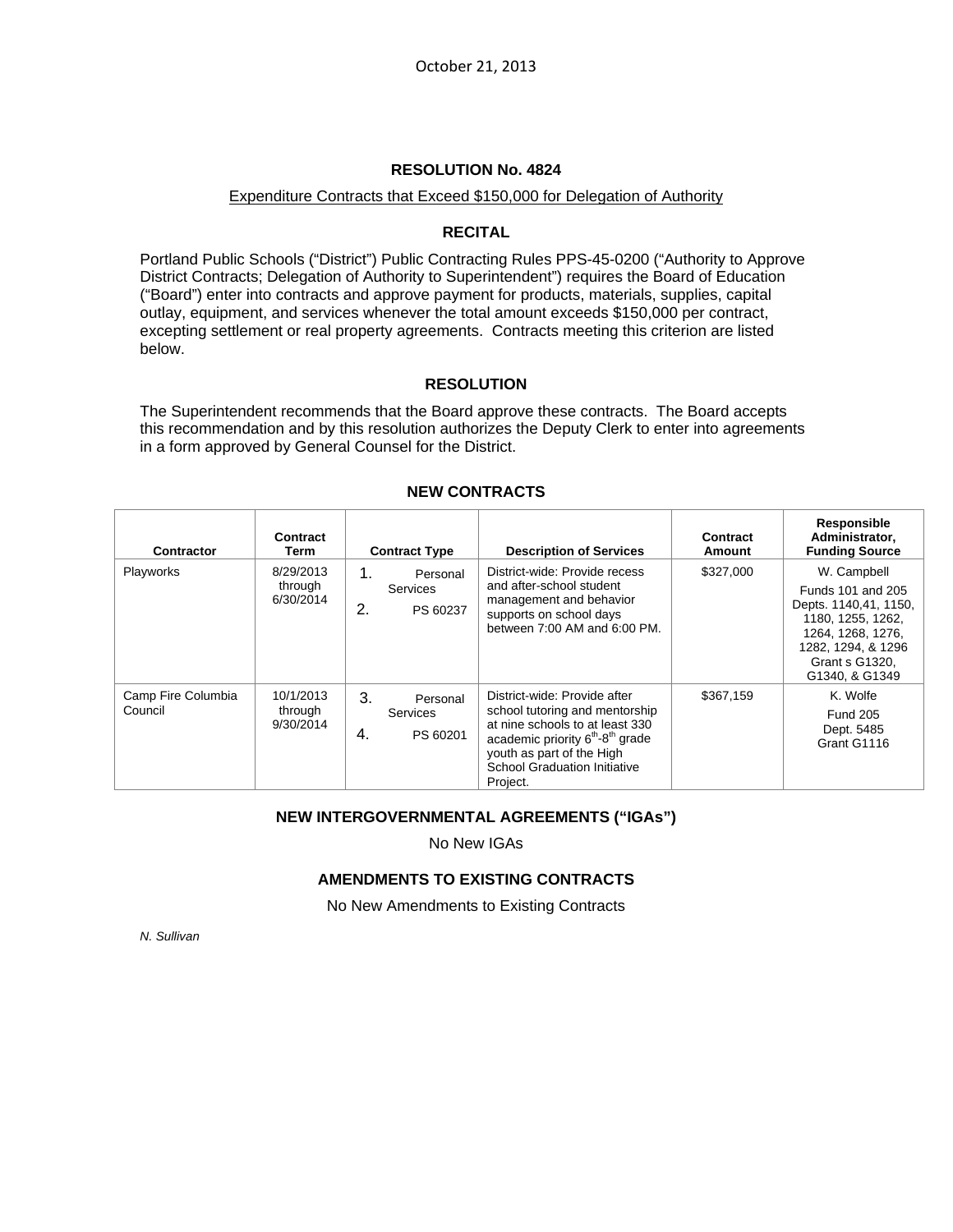October 21, 2013

# RESOLUTION No. 4824

Expenditure Contracts that Exceed $150,000 for Delegation of Authority

## RECITAL

Portland Public Schools ("District") Public Contracting Rules PPS-45-0200 ("Authority to Approve District Contracts; Delegation of Authority to Superintendent") requires the Board of Education ("Board") enter into contracts and approve payment for products, materials, supplies, capital outlay, equipment, and services whenever the total amount exceeds $150,000 per contract, excepting settlement or real property agreements. Contracts meeting this criterion are listed below.

## RESOLUTION

The Superintendent recommends that the Board approve these contracts. The Board accepts this recommendation and by this resolution authorizes the Deputy Clerk to enter into agreements in a form approved by General Counsel for the District.

## NEW CONTRACTS

| Contractor | Contract Term | Contract Type | Description of Services | Contract Amount | Responsible Administrator, Funding Source |
|---|---|---|---|---|---|
| Playworks | 8/29/2013 through 6/30/2014 | 1. Personal Services 2. PS 60237 | District-wide: Provide recess and after-school student management and behavior supports on school days between 7:00 AM and 6:00 PM. | $327,000 | W. Campbell Funds 101 and 205 Depts. 1140,41, 1150, 1180, 1255, 1262, 1264, 1268, 1276, 1282, 1294, & 1296 Grant s G1320, G1340, & G1349 |
| Camp Fire Columbia Council | 10/1/2013 through 9/30/2014 | 3. Personal Services 4. PS 60201 | District-wide: Provide after school tutoring and mentorship at nine schools to at least 330 academic priority 6th-8th grade youth as part of the High School Graduation Initiative Project. | $367,159 | K. Wolfe Fund 205 Dept. 5485 Grant G1116 |

## NEW INTERGOVERNMENTAL AGREEMENTS ("IGAs")

No New IGAs

## AMENDMENTS TO EXISTING CONTRACTS

No New Amendments to Existing Contracts

*N. Sullivan*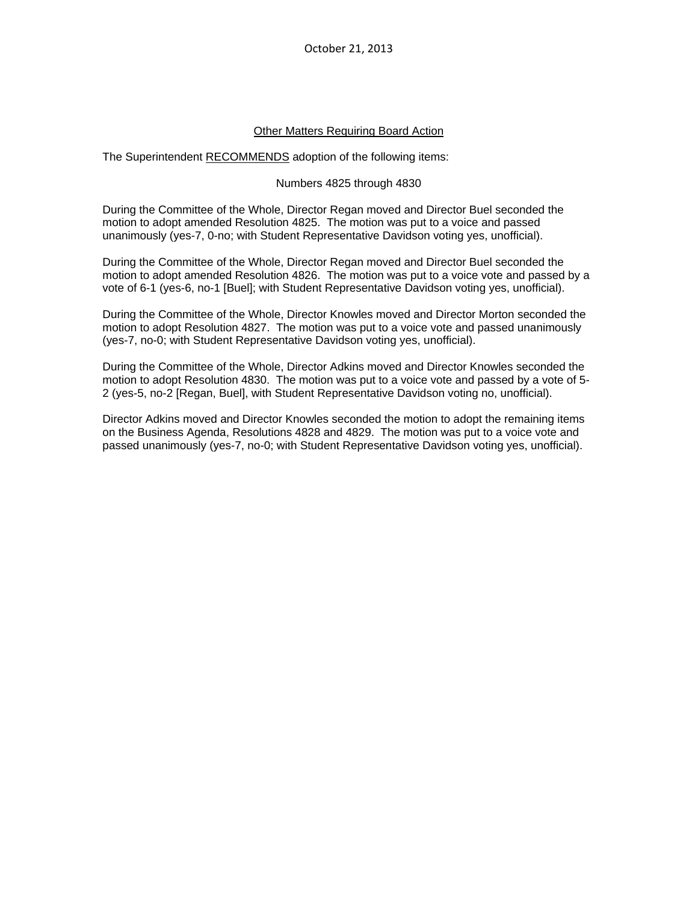October 21, 2013

<u>Other Matters Requiring Board Action</u>

The Superintendent <u>RECOMMENDS</u> adoption of the following items:

Numbers 4825 through 4830

During the Committee of the Whole, Director Regan moved and Director Buel seconded the motion to adopt amended Resolution 4825. The motion was put to a voice and passed unanimously (yes-7, 0-no; with Student Representative Davidson voting yes, unofficial).

During the Committee of the Whole, Director Regan moved and Director Buel seconded the motion to adopt amended Resolution 4826. The motion was put to a voice vote and passed by a vote of 6-1 (yes-6, no-1 [Buel]; with Student Representative Davidson voting yes, unofficial).

During the Committee of the Whole, Director Knowles moved and Director Morton seconded the motion to adopt Resolution 4827. The motion was put to a voice vote and passed unanimously (yes-7, no-0; with Student Representative Davidson voting yes, unofficial).

During the Committee of the Whole, Director Adkins moved and Director Knowles seconded the motion to adopt Resolution 4830. The motion was put to a voice vote and passed by a vote of 5-2 (yes-5, no-2 [Regan, Buel], with Student Representative Davidson voting no, unofficial).

Director Adkins moved and Director Knowles seconded the motion to adopt the remaining items on the Business Agenda, Resolutions 4828 and 4829. The motion was put to a voice vote and passed unanimously (yes-7, no-0; with Student Representative Davidson voting yes, unofficial).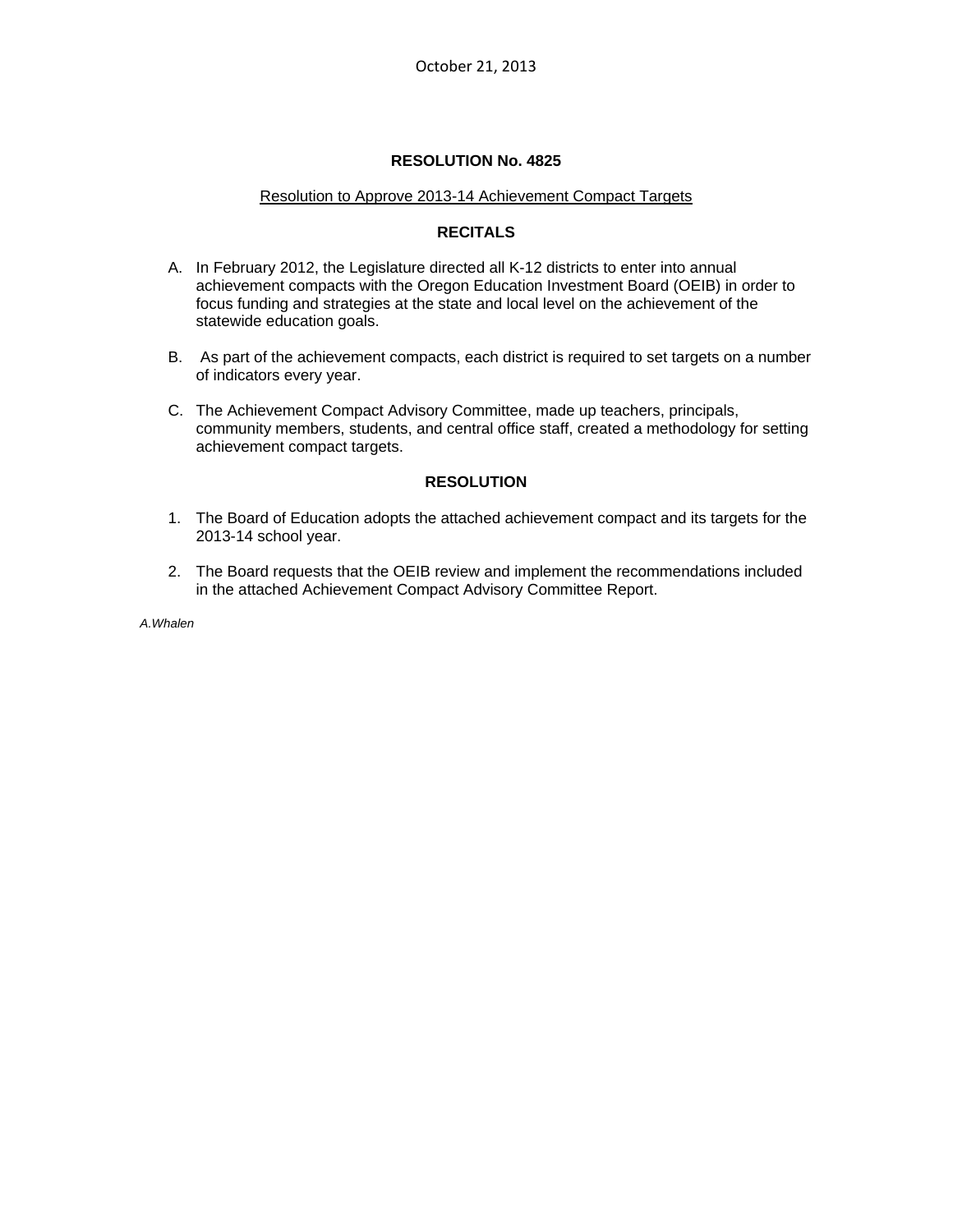October 21, 2013

**RESOLUTION No. 4825**

Resolution to Approve 2013-14 Achievement Compact Targets

**RECITALS**

A. In February 2012, the Legislature directed all K-12 districts to enter into annual achievement compacts with the Oregon Education Investment Board (OEIB) in order to focus funding and strategies at the state and local level on the achievement of the statewide education goals.

B. As part of the achievement compacts, each district is required to set targets on a number of indicators every year.

C. The Achievement Compact Advisory Committee, made up teachers, principals, community members, students, and central office staff, created a methodology for setting achievement compact targets.

**RESOLUTION**

1. The Board of Education adopts the attached achievement compact and its targets for the 2013-14 school year.

2. The Board requests that the OEIB review and implement the recommendations included in the attached Achievement Compact Advisory Committee Report.

*A.Whalen*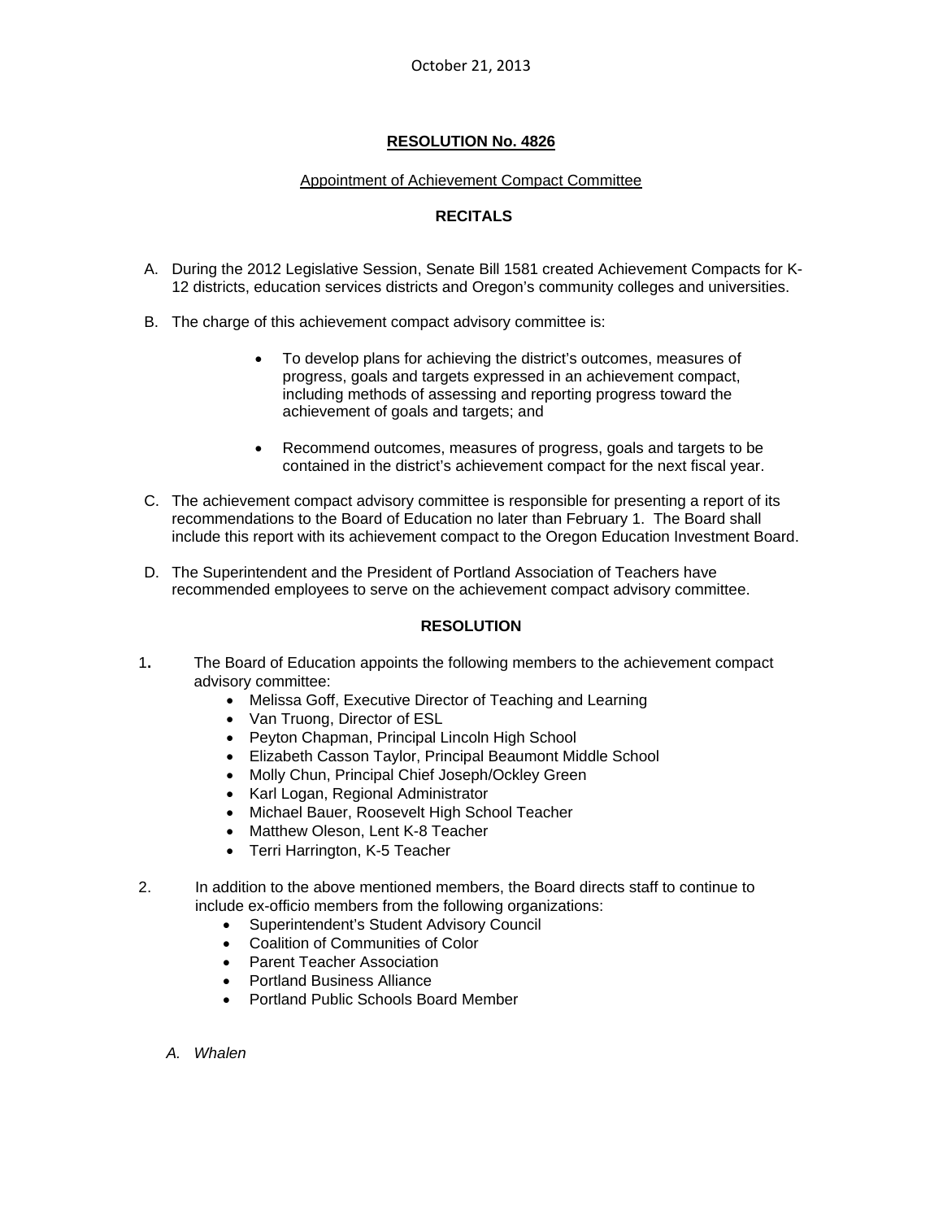October 21, 2013

**RESOLUTION No. 4826**

Appointment of Achievement Compact Committee

**RECITALS**

A. During the 2012 Legislative Session, Senate Bill 1581 created Achievement Compacts for K-12 districts, education services districts and Oregon's community colleges and universities.

B. The charge of this achievement compact advisory committee is:

- To develop plans for achieving the district's outcomes, measures of progress, goals and targets expressed in an achievement compact, including methods of assessing and reporting progress toward the achievement of goals and targets; and

- Recommend outcomes, measures of progress, goals and targets to be contained in the district's achievement compact for the next fiscal year.

C. The achievement compact advisory committee is responsible for presenting a report of its recommendations to the Board of Education no later than February 1. The Board shall include this report with its achievement compact to the Oregon Education Investment Board.

D. The Superintendent and the President of Portland Association of Teachers have recommended employees to serve on the achievement compact advisory committee.

**RESOLUTION**

1. The Board of Education appoints the following members to the achievement compact advisory committee:
   - Melissa Goff, Executive Director of Teaching and Learning
   - Van Truong, Director of ESL
   - Peyton Chapman, Principal Lincoln High School
   - Elizabeth Casson Taylor, Principal Beaumont Middle School
   - Molly Chun, Principal Chief Joseph/Ockley Green
   - Karl Logan, Regional Administrator
   - Michael Bauer, Roosevelt High School Teacher
   - Matthew Oleson, Lent K-8 Teacher
   - Terri Harrington, K-5 Teacher

2. In addition to the above mentioned members, the Board directs staff to continue to include ex-officio members from the following organizations:
   - Superintendent's Student Advisory Council
   - Coalition of Communities of Color
   - Parent Teacher Association
   - Portland Business Alliance
   - Portland Public Schools Board Member

*A. Whalen*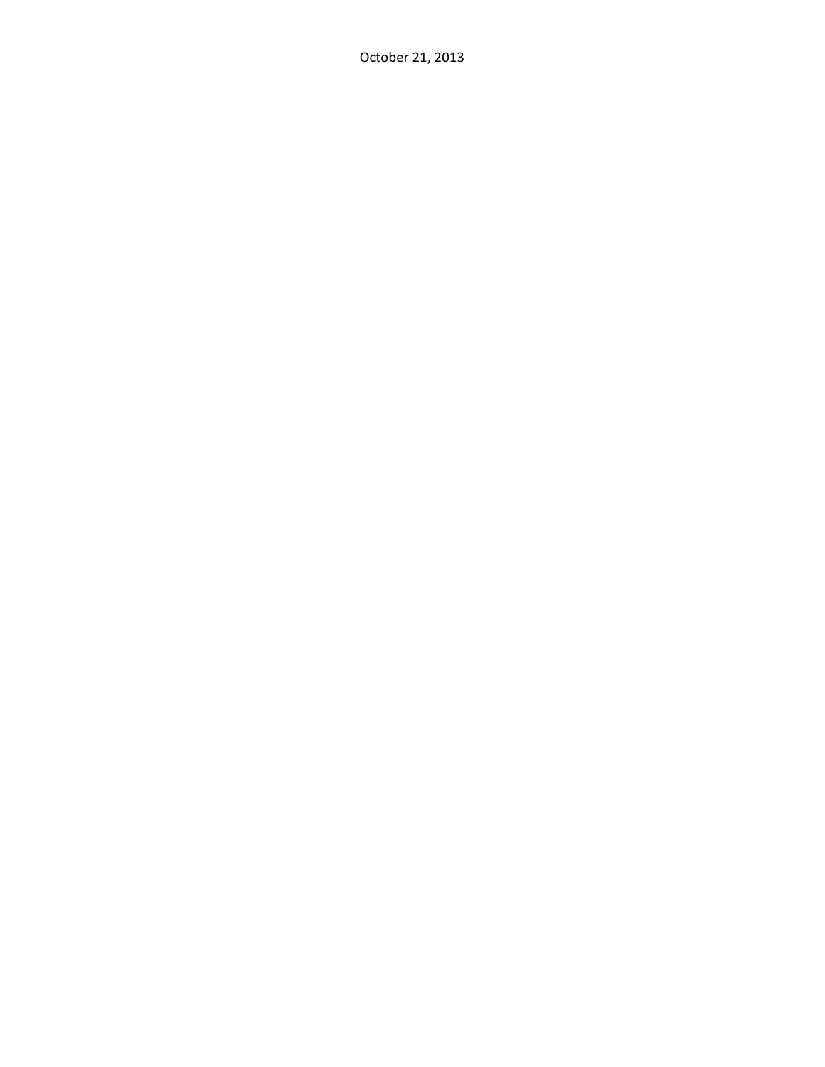October 21, 2013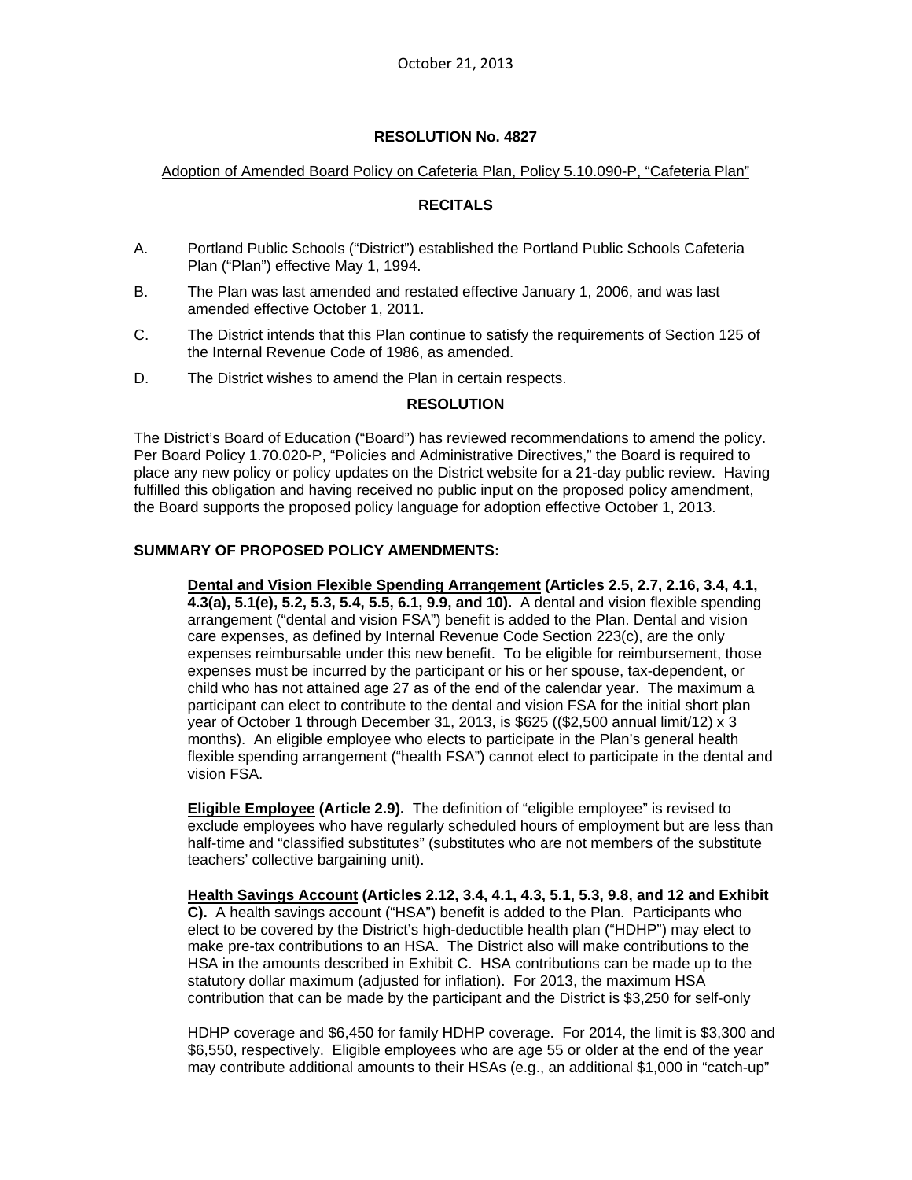October 21, 2013

# RESOLUTION No. 4827

Adoption of Amended Board Policy on Cafeteria Plan, Policy 5.10.090-P, "Cafeteria Plan"

## RECITALS

A. Portland Public Schools ("District") established the Portland Public Schools Cafeteria Plan ("Plan") effective May 1, 1994.

B. The Plan was last amended and restated effective January 1, 2006, and was last amended effective October 1, 2011.

C. The District intends that this Plan continue to satisfy the requirements of Section 125 of the Internal Revenue Code of 1986, as amended.

D. The District wishes to amend the Plan in certain respects.

## RESOLUTION

The District's Board of Education ("Board") has reviewed recommendations to amend the policy. Per Board Policy 1.70.020-P, "Policies and Administrative Directives," the Board is required to place any new policy or policy updates on the District website for a 21-day public review. Having fulfilled this obligation and having received no public input on the proposed policy amendment, the Board supports the proposed policy language for adoption effective October 1, 2013.

**SUMMARY OF PROPOSED POLICY AMENDMENTS:**

**Dental and Vision Flexible Spending Arrangement (Articles 2.5, 2.7, 2.16, 3.4, 4.1, 4.3(a), 5.1(e), 5.2, 5.3, 5.4, 5.5, 6.1, 9.9, and 10).** A dental and vision flexible spending arrangement ("dental and vision FSA") benefit is added to the Plan. Dental and vision care expenses, as defined by Internal Revenue Code Section 223(c), are the only expenses reimbursable under this new benefit. To be eligible for reimbursement, those expenses must be incurred by the participant or his or her spouse, tax-dependent, or child who has not attained age 27 as of the end of the calendar year. The maximum a participant can elect to contribute to the dental and vision FSA for the initial short plan year of October 1 through December 31, 2013, is $625 (($2,500 annual limit/12) x 3 months). An eligible employee who elects to participate in the Plan's general health flexible spending arrangement ("health FSA") cannot elect to participate in the dental and vision FSA.

**Eligible Employee (Article 2.9).** The definition of "eligible employee" is revised to exclude employees who have regularly scheduled hours of employment but are less than half-time and "classified substitutes" (substitutes who are not members of the substitute teachers' collective bargaining unit).

**Health Savings Account (Articles 2.12, 3.4, 4.1, 4.3, 5.1, 5.3, 9.8, and 12 and Exhibit C).** A health savings account ("HSA") benefit is added to the Plan. Participants who elect to be covered by the District's high-deductible health plan ("HDHP") may elect to make pre-tax contributions to an HSA. The District also will make contributions to the HSA in the amounts described in Exhibit C. HSA contributions can be made up to the statutory dollar maximum (adjusted for inflation). For 2013, the maximum HSA contribution that can be made by the participant and the District is $3,250 for self-only HDHP coverage and $6,450 for family HDHP coverage. For 2014, the limit is $3,300 and $6,550, respectively. Eligible employees who are age 55 or older at the end of the year may contribute additional amounts to their HSAs (e.g., an additional $1,000 in "catch-up"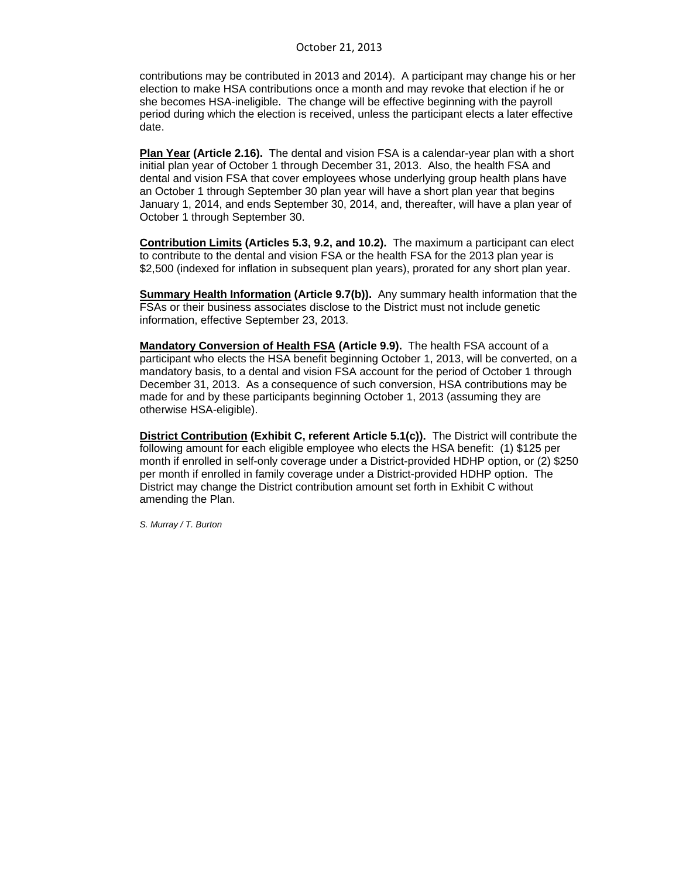contributions may be contributed in 2013 and 2014). A participant may change his or her election to make HSA contributions once a month and may revoke that election if he or she becomes HSA-ineligible. The change will be effective beginning with the payroll period during which the election is received, unless the participant elects a later effective date.

**Plan Year (Article 2.16).** The dental and vision FSA is a calendar-year plan with a short initial plan year of October 1 through December 31, 2013. Also, the health FSA and dental and vision FSA that cover employees whose underlying group health plans have an October 1 through September 30 plan year will have a short plan year that begins January 1, 2014, and ends September 30, 2014, and, thereafter, will have a plan year of October 1 through September 30.

**Contribution Limits (Articles 5.3, 9.2, and 10.2).** The maximum a participant can elect to contribute to the dental and vision FSA or the health FSA for the 2013 plan year is $2,500 (indexed for inflation in subsequent plan years), prorated for any short plan year.

**Summary Health Information (Article 9.7(b)).** Any summary health information that the FSAs or their business associates disclose to the District must not include genetic information, effective September 23, 2013.

**Mandatory Conversion of Health FSA (Article 9.9).** The health FSA account of a participant who elects the HSA benefit beginning October 1, 2013, will be converted, on a mandatory basis, to a dental and vision FSA account for the period of October 1 through December 31, 2013. As a consequence of such conversion, HSA contributions may be made for and by these participants beginning October 1, 2013 (assuming they are otherwise HSA-eligible).

**District Contribution (Exhibit C, referent Article 5.1(c)).** The District will contribute the following amount for each eligible employee who elects the HSA benefit: (1) $125 per month if enrolled in self-only coverage under a District-provided HDHP option, or (2) $250 per month if enrolled in family coverage under a District-provided HDHP option. The District may change the District contribution amount set forth in Exhibit C without amending the Plan.

*S. Murray / T. Burton*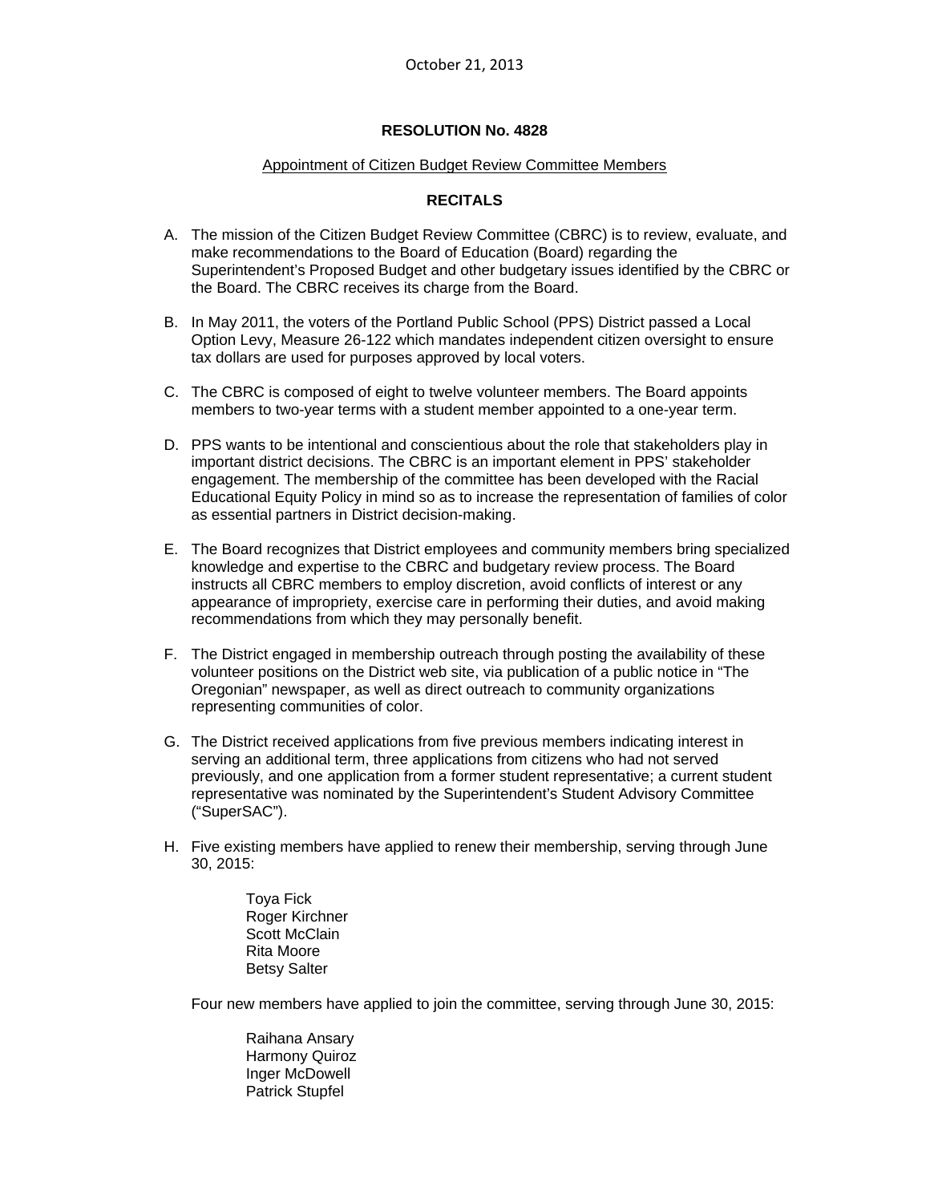October 21, 2013

**RESOLUTION No. 4828**

Appointment of Citizen Budget Review Committee Members

**RECITALS**

A. The mission of the Citizen Budget Review Committee (CBRC) is to review, evaluate, and make recommendations to the Board of Education (Board) regarding the Superintendent's Proposed Budget and other budgetary issues identified by the CBRC or the Board. The CBRC receives its charge from the Board.

B. In May 2011, the voters of the Portland Public School (PPS) District passed a Local Option Levy, Measure 26-122 which mandates independent citizen oversight to ensure tax dollars are used for purposes approved by local voters.

C. The CBRC is composed of eight to twelve volunteer members. The Board appoints members to two-year terms with a student member appointed to a one-year term.

D. PPS wants to be intentional and conscientious about the role that stakeholders play in important district decisions. The CBRC is an important element in PPS' stakeholder engagement. The membership of the committee has been developed with the Racial Educational Equity Policy in mind so as to increase the representation of families of color as essential partners in District decision-making.

E. The Board recognizes that District employees and community members bring specialized knowledge and expertise to the CBRC and budgetary review process. The Board instructs all CBRC members to employ discretion, avoid conflicts of interest or any appearance of impropriety, exercise care in performing their duties, and avoid making recommendations from which they may personally benefit.

F. The District engaged in membership outreach through posting the availability of these volunteer positions on the District web site, via publication of a public notice in "The Oregonian" newspaper, as well as direct outreach to community organizations representing communities of color.

G. The District received applications from five previous members indicating interest in serving an additional term, three applications from citizens who had not served previously, and one application from a former student representative; a current student representative was nominated by the Superintendent's Student Advisory Committee ("SuperSAC").

H. Five existing members have applied to renew their membership, serving through June 30, 2015:

   Toya Fick
   Roger Kirchner
   Scott McClain
   Rita Moore
   Betsy Salter

   Four new members have applied to join the committee, serving through June 30, 2015:

   Raihana Ansary
   Harmony Quiroz
   Inger McDowell
   Patrick Stupfel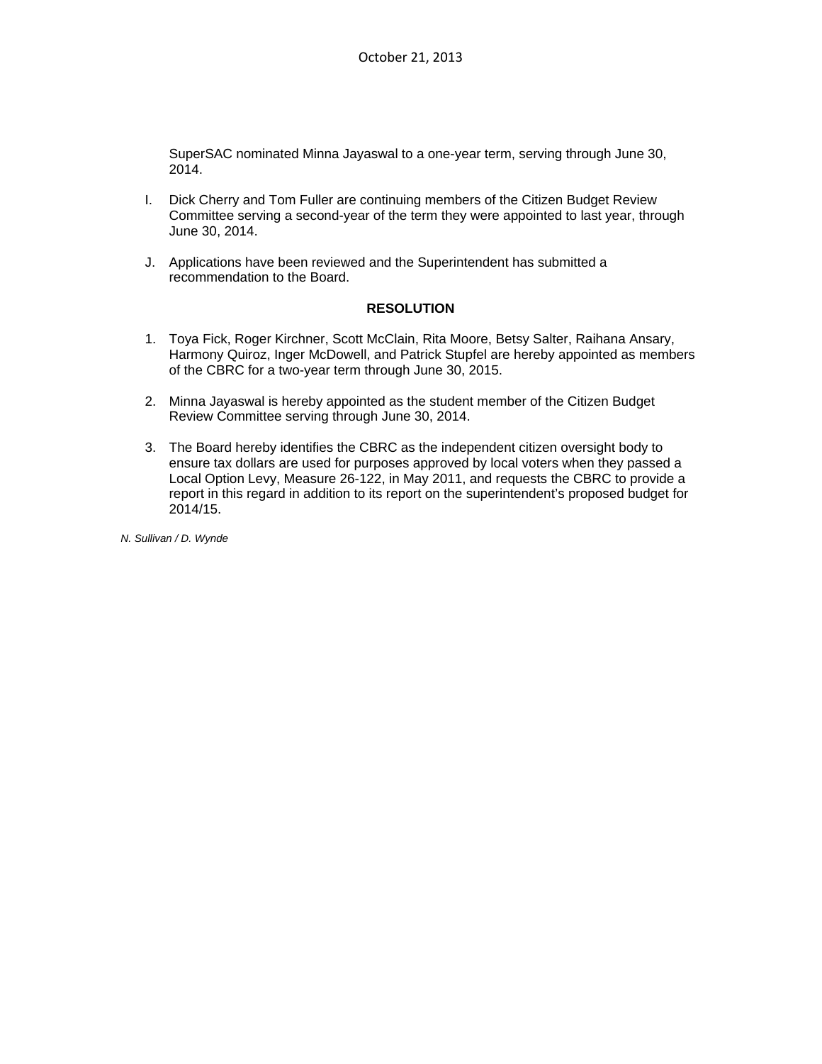SuperSAC nominated Minna Jayaswal to a one-year term, serving through June 30, 2014.

I. Dick Cherry and Tom Fuller are continuing members of the Citizen Budget Review Committee serving a second-year of the term they were appointed to last year, through June 30, 2014.

J. Applications have been reviewed and the Superintendent has submitted a recommendation to the Board.

### RESOLUTION

1. Toya Fick, Roger Kirchner, Scott McClain, Rita Moore, Betsy Salter, Raihana Ansary, Harmony Quiroz, Inger McDowell, and Patrick Stupfel are hereby appointed as members of the CBRC for a two-year term through June 30, 2015.

2. Minna Jayaswal is hereby appointed as the student member of the Citizen Budget Review Committee serving through June 30, 2014.

3. The Board hereby identifies the CBRC as the independent citizen oversight body to ensure tax dollars are used for purposes approved by local voters when they passed a Local Option Levy, Measure 26-122, in May 2011, and requests the CBRC to provide a report in this regard in addition to its report on the superintendent's proposed budget for 2014/15.

*N. Sullivan / D. Wynde*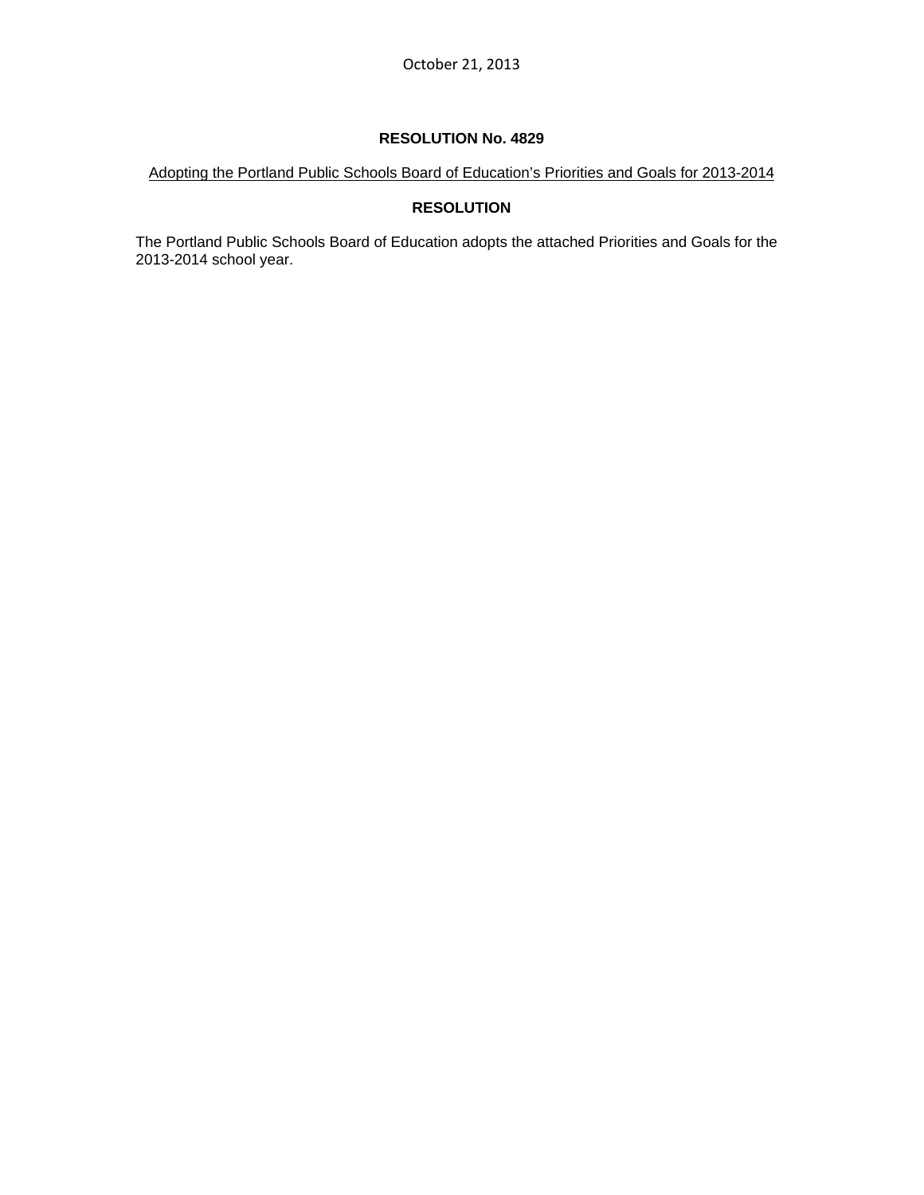October 21, 2013

## RESOLUTION No. 4829

Adopting the Portland Public Schools Board of Education's Priorities and Goals for 2013-2014

## RESOLUTION

The Portland Public Schools Board of Education adopts the attached Priorities and Goals for the 2013-2014 school year.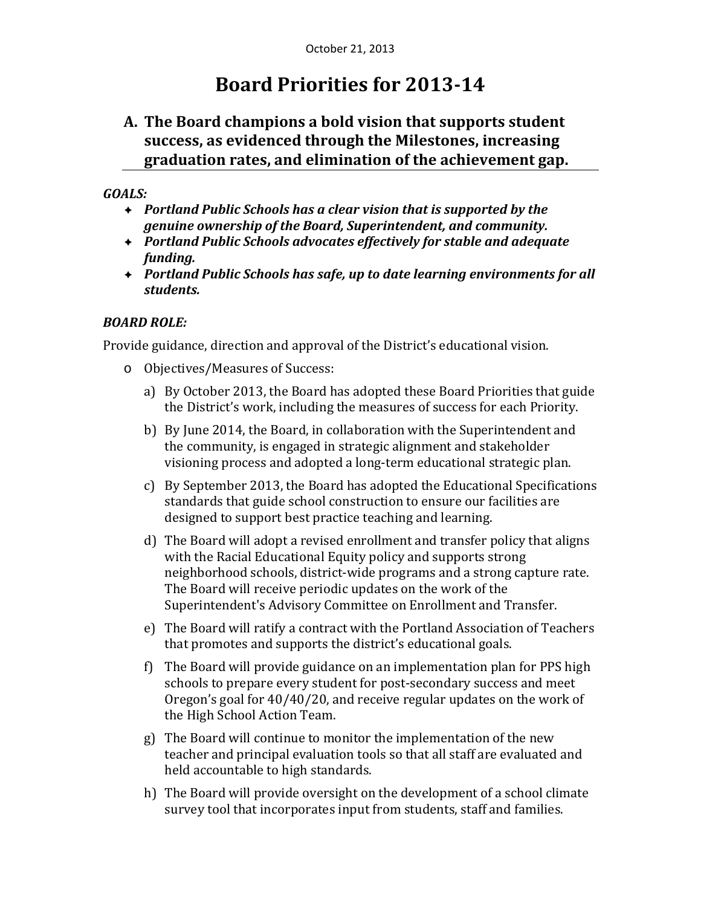October 21, 2013

# Board Priorities for 2013-14

## A. The Board champions a bold vision that supports student success, as evidenced through the Milestones, increasing graduation rates, and elimination of the achievement gap.

***GOALS:***

- ***Portland Public Schools has a clear vision that is supported by the genuine ownership of the Board, Superintendent, and community.***
- ***Portland Public Schools advocates effectively for stable and adequate funding.***
- ***Portland Public Schools has safe, up to date learning environments for all students.***

***BOARD ROLE:***

Provide guidance, direction and approval of the District's educational vision.

- Objectives/Measures of Success:
  - a) By October 2013, the Board has adopted these Board Priorities that guide the District's work, including the measures of success for each Priority.
  - b) By June 2014, the Board, in collaboration with the Superintendent and the community, is engaged in strategic alignment and stakeholder visioning process and adopted a long-term educational strategic plan.
  - c) By September 2013, the Board has adopted the Educational Specifications standards that guide school construction to ensure our facilities are designed to support best practice teaching and learning.
  - d) The Board will adopt a revised enrollment and transfer policy that aligns with the Racial Educational Equity policy and supports strong neighborhood schools, district-wide programs and a strong capture rate. The Board will receive periodic updates on the work of the Superintendent's Advisory Committee on Enrollment and Transfer.
  - e) The Board will ratify a contract with the Portland Association of Teachers that promotes and supports the district's educational goals.
  - f) The Board will provide guidance on an implementation plan for PPS high schools to prepare every student for post-secondary success and meet Oregon's goal for 40/40/20, and receive regular updates on the work of the High School Action Team.
  - g) The Board will continue to monitor the implementation of the new teacher and principal evaluation tools so that all staff are evaluated and held accountable to high standards.
  - h) The Board will provide oversight on the development of a school climate survey tool that incorporates input from students, staff and families.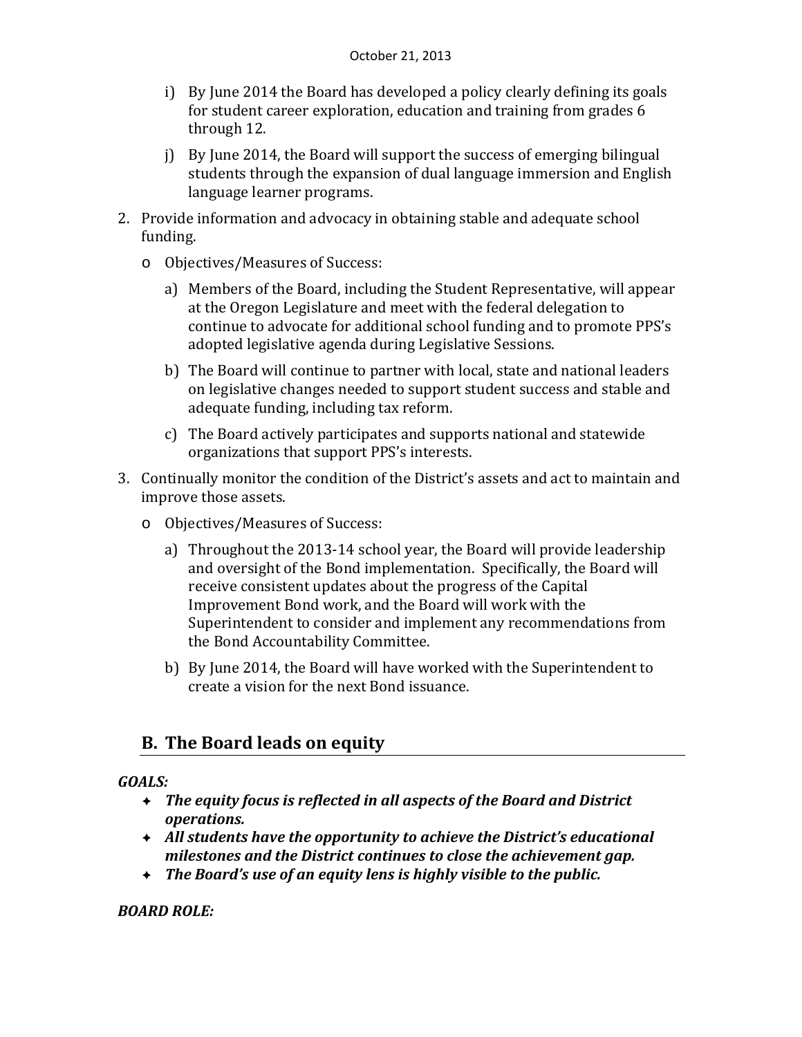i) By June 2014 the Board has developed a policy clearly defining its goals for student career exploration, education and training from grades 6 through 12.

j) By June 2014, the Board will support the success of emerging bilingual students through the expansion of dual language immersion and English language learner programs.

2. Provide information and advocacy in obtaining stable and adequate school funding.

   - Objectives/Measures of Success:

     a) Members of the Board, including the Student Representative, will appear at the Oregon Legislature and meet with the federal delegation to continue to advocate for additional school funding and to promote PPS's adopted legislative agenda during Legislative Sessions.

     b) The Board will continue to partner with local, state and national leaders on legislative changes needed to support student success and stable and adequate funding, including tax reform.

     c) The Board actively participates and supports national and statewide organizations that support PPS's interests.

3. Continually monitor the condition of the District's assets and act to maintain and improve those assets.

   - Objectives/Measures of Success:

     a) Throughout the 2013-14 school year, the Board will provide leadership and oversight of the Bond implementation. Specifically, the Board will receive consistent updates about the progress of the Capital Improvement Bond work, and the Board will work with the Superintendent to consider and implement any recommendations from the Bond Accountability Committee.

     b) By June 2014, the Board will have worked with the Superintendent to create a vision for the next Bond issuance.

## B. The Board leads on equity

***GOALS:***

- ***The equity focus is reflected in all aspects of the Board and District operations.***
- ***All students have the opportunity to achieve the District's educational milestones and the District continues to close the achievement gap.***
- ***The Board's use of an equity lens is highly visible to the public.***

***BOARD ROLE:***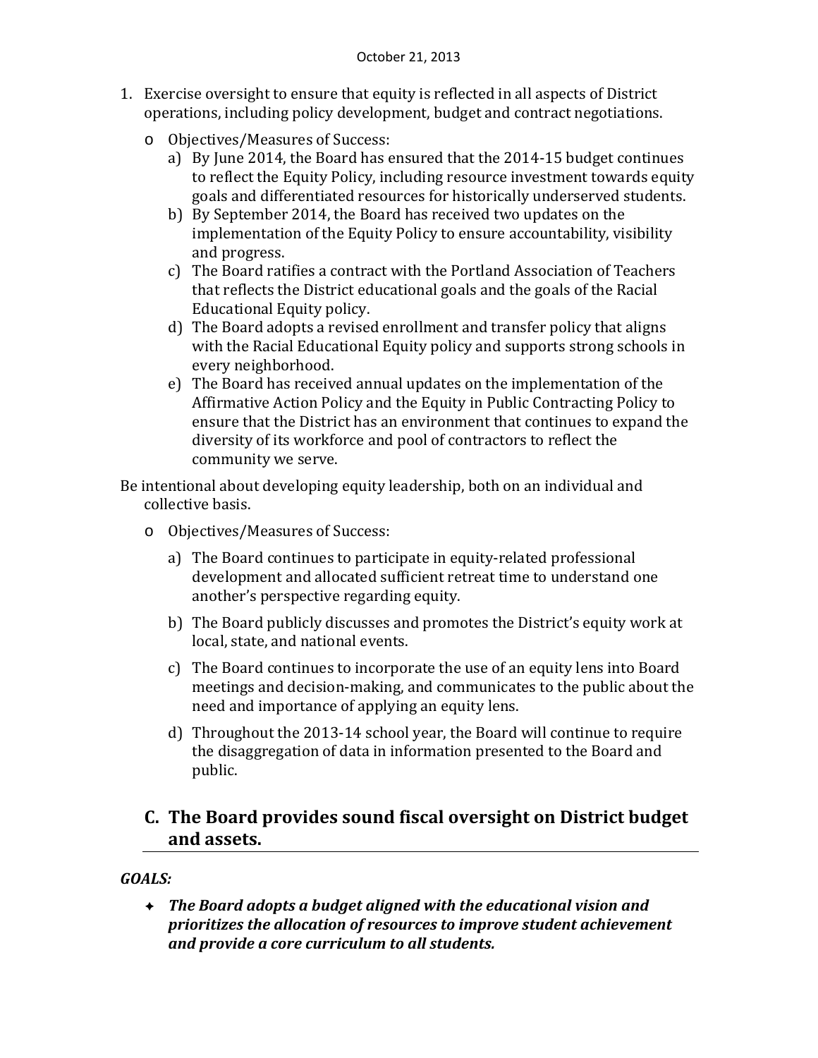October 21, 2013

1. Exercise oversight to ensure that equity is reflected in all aspects of District operations, including policy development, budget and contract negotiations.
   - Objectives/Measures of Success:
     a) By June 2014, the Board has ensured that the 2014-15 budget continues to reflect the Equity Policy, including resource investment towards equity goals and differentiated resources for historically underserved students.
     b) By September 2014, the Board has received two updates on the implementation of the Equity Policy to ensure accountability, visibility and progress.
     c) The Board ratifies a contract with the Portland Association of Teachers that reflects the District educational goals and the goals of the Racial Educational Equity policy.
     d) The Board adopts a revised enrollment and transfer policy that aligns with the Racial Educational Equity policy and supports strong schools in every neighborhood.
     e) The Board has received annual updates on the implementation of the Affirmative Action Policy and the Equity in Public Contracting Policy to ensure that the District has an environment that continues to expand the diversity of its workforce and pool of contractors to reflect the community we serve.

Be intentional about developing equity leadership, both on an individual and collective basis.

- Objectives/Measures of Success:
  a) The Board continues to participate in equity-related professional development and allocated sufficient retreat time to understand one another's perspective regarding equity.
  b) The Board publicly discusses and promotes the District's equity work at local, state, and national events.
  c) The Board continues to incorporate the use of an equity lens into Board meetings and decision-making, and communicates to the public about the need and importance of applying an equity lens.
  d) Throughout the 2013-14 school year, the Board will continue to require the disaggregation of data in information presented to the Board and public.

## C. The Board provides sound fiscal oversight on District budget and assets.

***GOALS:***

- ***The Board adopts a budget aligned with the educational vision and prioritizes the allocation of resources to improve student achievement and provide a core curriculum to all students.***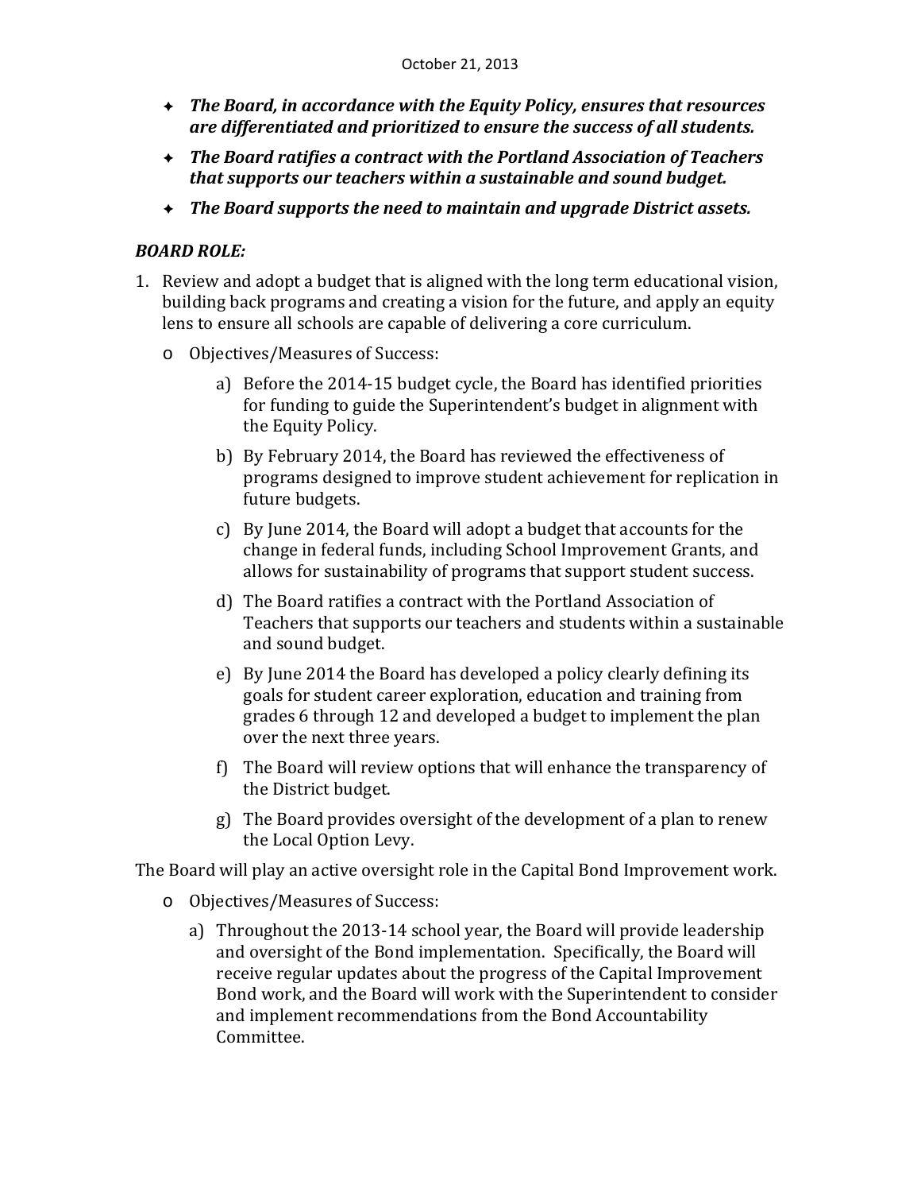October 21, 2013

- ***The Board, in accordance with the Equity Policy, ensures that resources are differentiated and prioritized to ensure the success of all students.***
- ***The Board ratifies a contract with the Portland Association of Teachers that supports our teachers within a sustainable and sound budget.***
- ***The Board supports the need to maintain and upgrade District assets.***

***BOARD ROLE:***

1. Review and adopt a budget that is aligned with the long term educational vision, building back programs and creating a vision for the future, and apply an equity lens to ensure all schools are capable of delivering a core curriculum.
   - Objectives/Measures of Success:
     - a) Before the 2014-15 budget cycle, the Board has identified priorities for funding to guide the Superintendent's budget in alignment with the Equity Policy.
     - b) By February 2014, the Board has reviewed the effectiveness of programs designed to improve student achievement for replication in future budgets.
     - c) By June 2014, the Board will adopt a budget that accounts for the change in federal funds, including School Improvement Grants, and allows for sustainability of programs that support student success.
     - d) The Board ratifies a contract with the Portland Association of Teachers that supports our teachers and students within a sustainable and sound budget.
     - e) By June 2014 the Board has developed a policy clearly defining its goals for student career exploration, education and training from grades 6 through 12 and developed a budget to implement the plan over the next three years.
     - f) The Board will review options that will enhance the transparency of the District budget.
     - g) The Board provides oversight of the development of a plan to renew the Local Option Levy.

The Board will play an active oversight role in the Capital Bond Improvement work.

- Objectives/Measures of Success:
  - a) Throughout the 2013-14 school year, the Board will provide leadership and oversight of the Bond implementation. Specifically, the Board will receive regular updates about the progress of the Capital Improvement Bond work, and the Board will work with the Superintendent to consider and implement recommendations from the Bond Accountability Committee.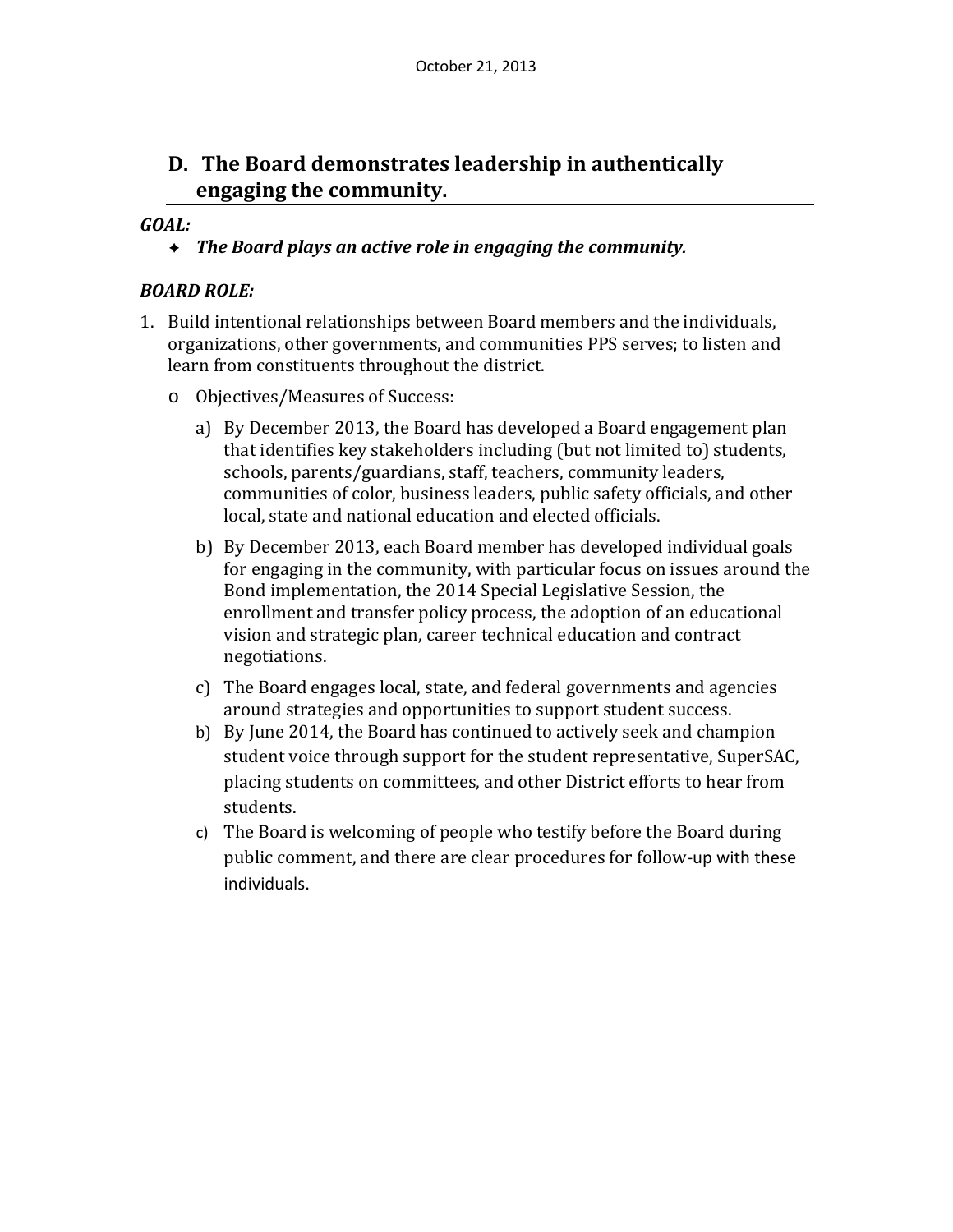## D. The Board demonstrates leadership in authentically engaging the community.

***GOAL:***

- ***The Board plays an active role in engaging the community.***

***BOARD ROLE:***

1. Build intentional relationships between Board members and the individuals, organizations, other governments, and communities PPS serves; to listen and learn from constituents throughout the district.
   - Objectives/Measures of Success:
     a) By December 2013, the Board has developed a Board engagement plan that identifies key stakeholders including (but not limited to) students, schools, parents/guardians, staff, teachers, community leaders, communities of color, business leaders, public safety officials, and other local, state and national education and elected officials.

     b) By December 2013, each Board member has developed individual goals for engaging in the community, with particular focus on issues around the Bond implementation, the 2014 Special Legislative Session, the enrollment and transfer policy process, the adoption of an educational vision and strategic plan, career technical education and contract negotiations.

     c) The Board engages local, state, and federal governments and agencies around strategies and opportunities to support student success.

     b) By June 2014, the Board has continued to actively seek and champion student voice through support for the student representative, SuperSAC, placing students on committees, and other District efforts to hear from students.

     c) The Board is welcoming of people who testify before the Board during public comment, and there are clear procedures for follow-up with these individuals.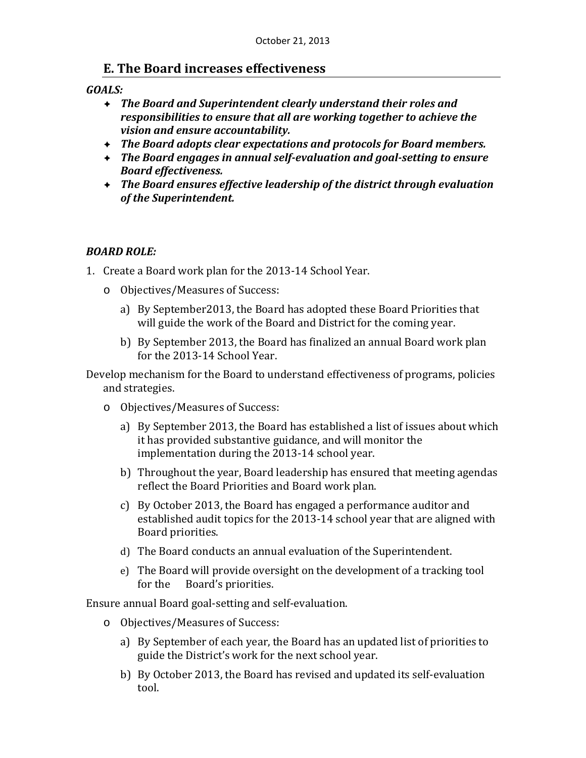October 21, 2013

## E. The Board increases effectiveness

***GOALS:***

- ***The Board and Superintendent clearly understand their roles and responsibilities to ensure that all are working together to achieve the vision and ensure accountability.***
- ***The Board adopts clear expectations and protocols for Board members.***
- ***The Board engages in annual self-evaluation and goal-setting to ensure Board effectiveness.***
- ***The Board ensures effective leadership of the district through evaluation of the Superintendent.***

***BOARD ROLE:***

1. Create a Board work plan for the 2013-14 School Year.
   - Objectives/Measures of Success:
     - a) By September2013, the Board has adopted these Board Priorities that will guide the work of the Board and District for the coming year.
     - b) By September 2013, the Board has finalized an annual Board work plan for the 2013-14 School Year.

Develop mechanism for the Board to understand effectiveness of programs, policies and strategies.

- Objectives/Measures of Success:
  - a) By September 2013, the Board has established a list of issues about which it has provided substantive guidance, and will monitor the implementation during the 2013-14 school year.
  - b) Throughout the year, Board leadership has ensured that meeting agendas reflect the Board Priorities and Board work plan.
  - c) By October 2013, the Board has engaged a performance auditor and established audit topics for the 2013-14 school year that are aligned with Board priorities.
  - d) The Board conducts an annual evaluation of the Superintendent.
  - e) The Board will provide oversight on the development of a tracking tool for the Board's priorities.

Ensure annual Board goal-setting and self-evaluation.

- Objectives/Measures of Success:
  - a) By September of each year, the Board has an updated list of priorities to guide the District's work for the next school year.
  - b) By October 2013, the Board has revised and updated its self-evaluation tool.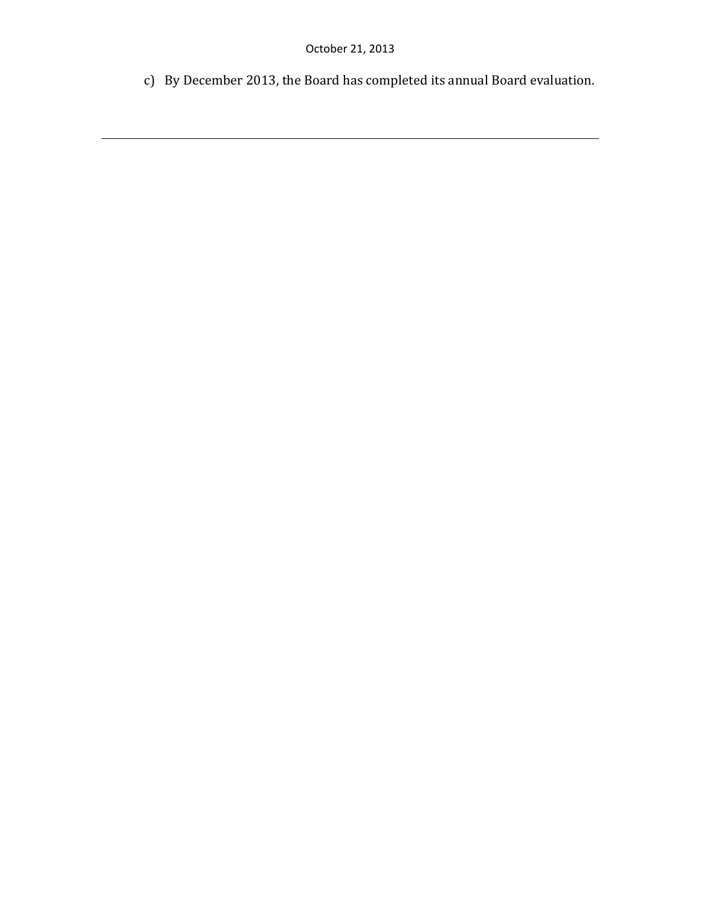c) By December 2013, the Board has completed its annual Board evaluation.

---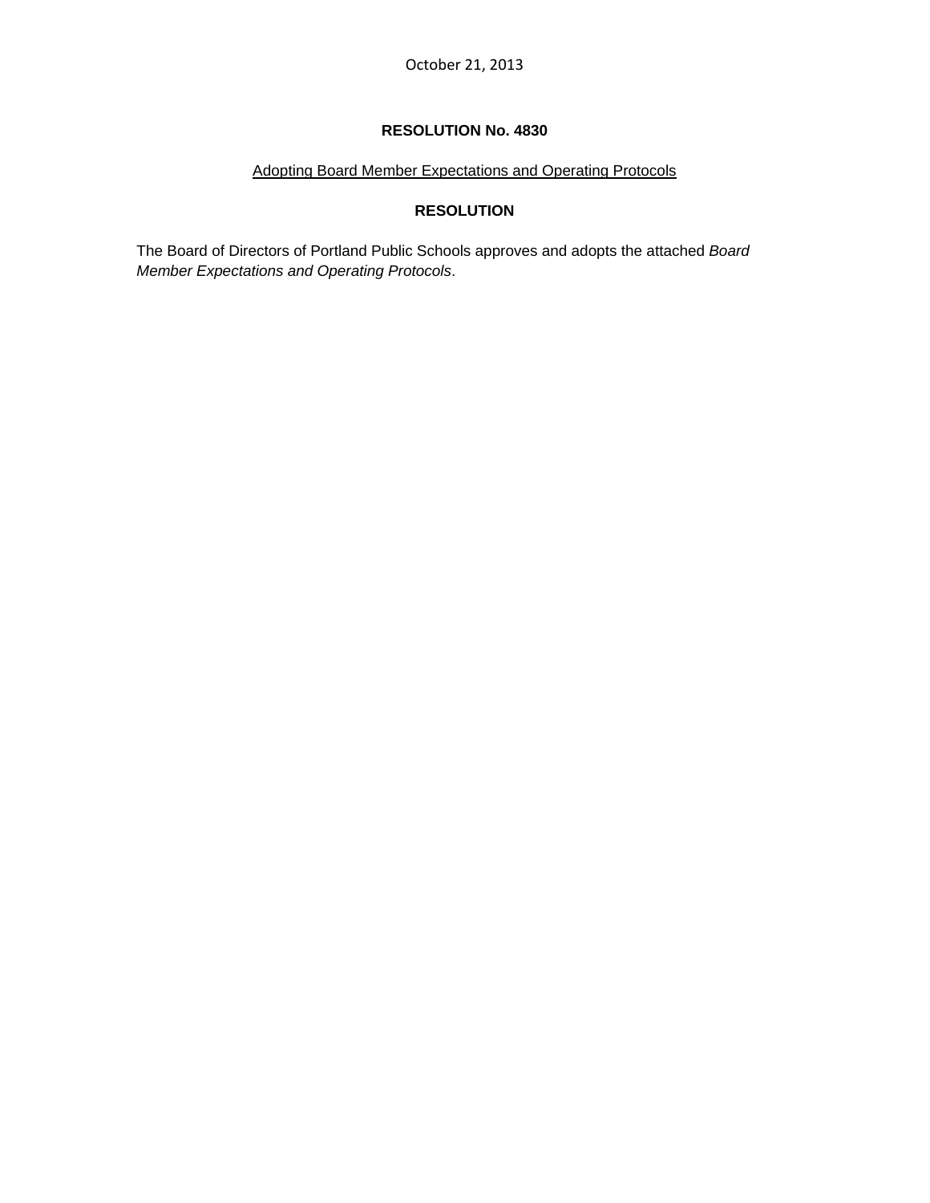October 21, 2013

# RESOLUTION No. 4830

Adopting Board Member Expectations and Operating Protocols

## RESOLUTION

The Board of Directors of Portland Public Schools approves and adopts the attached *Board Member Expectations and Operating Protocols*.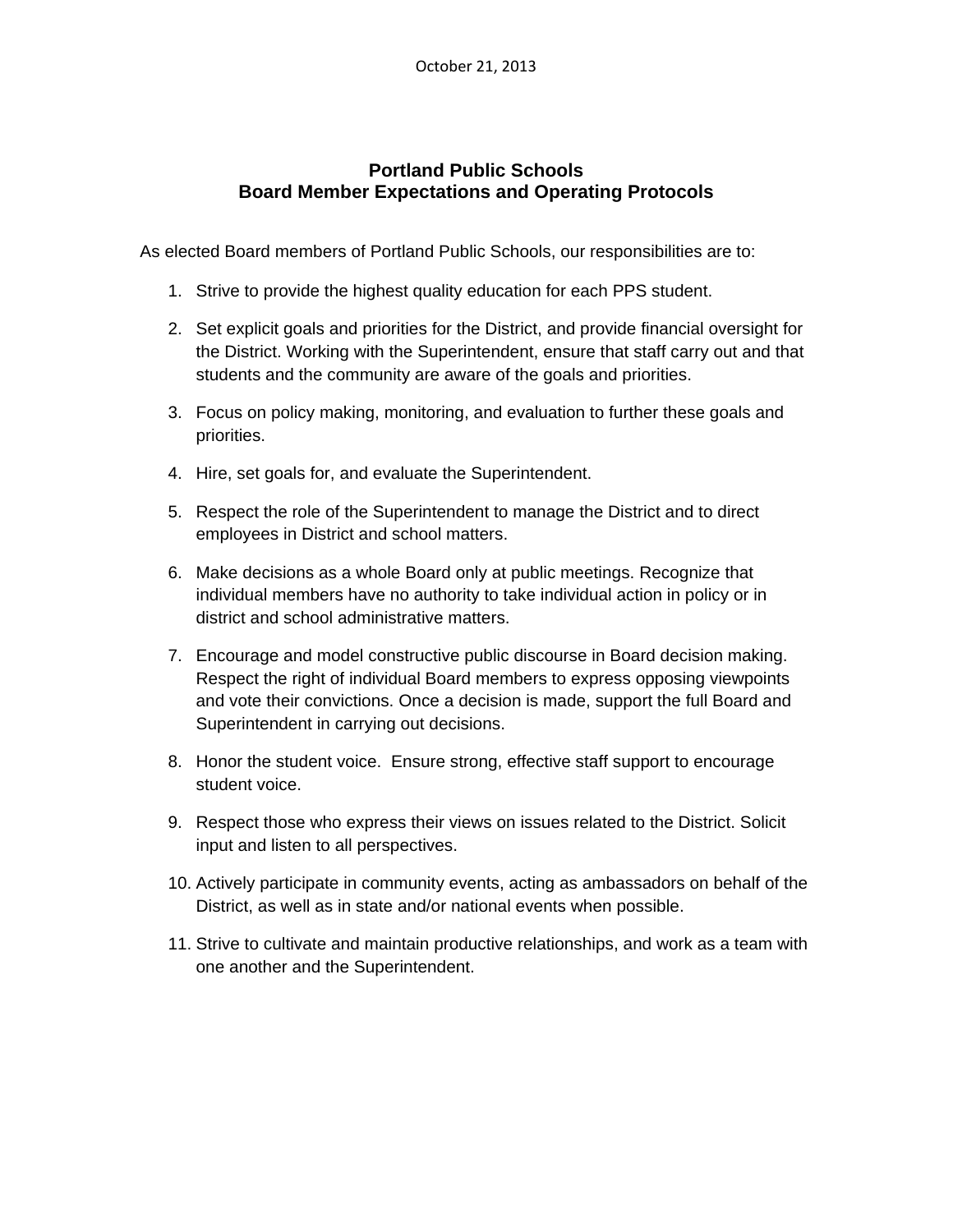October 21, 2013

# Portland Public Schools
## Board Member Expectations and Operating Protocols

As elected Board members of Portland Public Schools, our responsibilities are to:

1. Strive to provide the highest quality education for each PPS student.
2. Set explicit goals and priorities for the District, and provide financial oversight for the District. Working with the Superintendent, ensure that staff carry out and that students and the community are aware of the goals and priorities.
3. Focus on policy making, monitoring, and evaluation to further these goals and priorities.
4. Hire, set goals for, and evaluate the Superintendent.
5. Respect the role of the Superintendent to manage the District and to direct employees in District and school matters.
6. Make decisions as a whole Board only at public meetings. Recognize that individual members have no authority to take individual action in policy or in district and school administrative matters.
7. Encourage and model constructive public discourse in Board decision making. Respect the right of individual Board members to express opposing viewpoints and vote their convictions. Once a decision is made, support the full Board and Superintendent in carrying out decisions.
8. Honor the student voice. Ensure strong, effective staff support to encourage student voice.
9. Respect those who express their views on issues related to the District. Solicit input and listen to all perspectives.
10. Actively participate in community events, acting as ambassadors on behalf of the District, as well as in state and/or national events when possible.
11. Strive to cultivate and maintain productive relationships, and work as a team with one another and the Superintendent.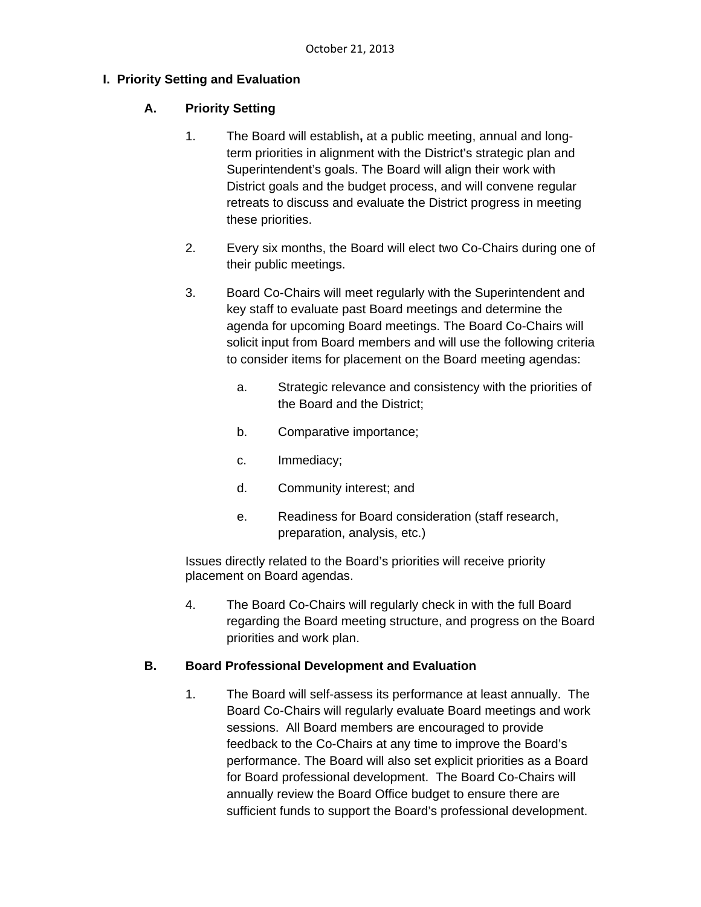October 21, 2013

## I. Priority Setting and Evaluation

### A. Priority Setting

1. The Board will establish**,** at a public meeting, annual and long-term priorities in alignment with the District's strategic plan and Superintendent's goals. The Board will align their work with District goals and the budget process, and will convene regular retreats to discuss and evaluate the District progress in meeting these priorities.

2. Every six months, the Board will elect two Co-Chairs during one of their public meetings.

3. Board Co-Chairs will meet regularly with the Superintendent and key staff to evaluate past Board meetings and determine the agenda for upcoming Board meetings. The Board Co-Chairs will solicit input from Board members and will use the following criteria to consider items for placement on the Board meeting agendas:

   a. Strategic relevance and consistency with the priorities of the Board and the District;

   b. Comparative importance;

   c. Immediacy;

   d. Community interest; and

   e. Readiness for Board consideration (staff research, preparation, analysis, etc.)

Issues directly related to the Board's priorities will receive priority placement on Board agendas.

4. The Board Co-Chairs will regularly check in with the full Board regarding the Board meeting structure, and progress on the Board priorities and work plan.

### B. Board Professional Development and Evaluation

1. The Board will self-assess its performance at least annually. The Board Co-Chairs will regularly evaluate Board meetings and work sessions. All Board members are encouraged to provide feedback to the Co-Chairs at any time to improve the Board's performance. The Board will also set explicit priorities as a Board for Board professional development. The Board Co-Chairs will annually review the Board Office budget to ensure there are sufficient funds to support the Board's professional development.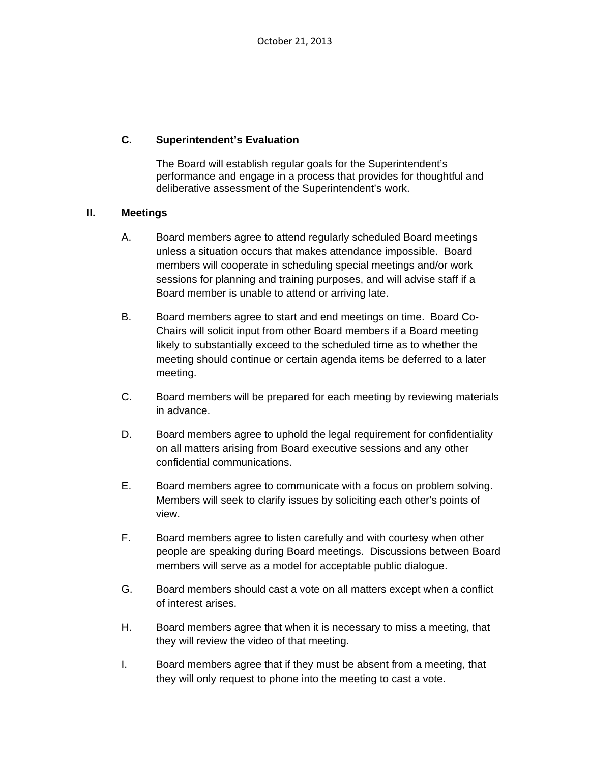### C. Superintendent's Evaluation

The Board will establish regular goals for the Superintendent's performance and engage in a process that provides for thoughtful and deliberative assessment of the Superintendent's work.

## II. Meetings

A. Board members agree to attend regularly scheduled Board meetings unless a situation occurs that makes attendance impossible. Board members will cooperate in scheduling special meetings and/or work sessions for planning and training purposes, and will advise staff if a Board member is unable to attend or arriving late.

B. Board members agree to start and end meetings on time. Board Co-Chairs will solicit input from other Board members if a Board meeting likely to substantially exceed to the scheduled time as to whether the meeting should continue or certain agenda items be deferred to a later meeting.

C. Board members will be prepared for each meeting by reviewing materials in advance.

D. Board members agree to uphold the legal requirement for confidentiality on all matters arising from Board executive sessions and any other confidential communications.

E. Board members agree to communicate with a focus on problem solving. Members will seek to clarify issues by soliciting each other's points of view.

F. Board members agree to listen carefully and with courtesy when other people are speaking during Board meetings. Discussions between Board members will serve as a model for acceptable public dialogue.

G. Board members should cast a vote on all matters except when a conflict of interest arises.

H. Board members agree that when it is necessary to miss a meeting, that they will review the video of that meeting.

I. Board members agree that if they must be absent from a meeting, that they will only request to phone into the meeting to cast a vote.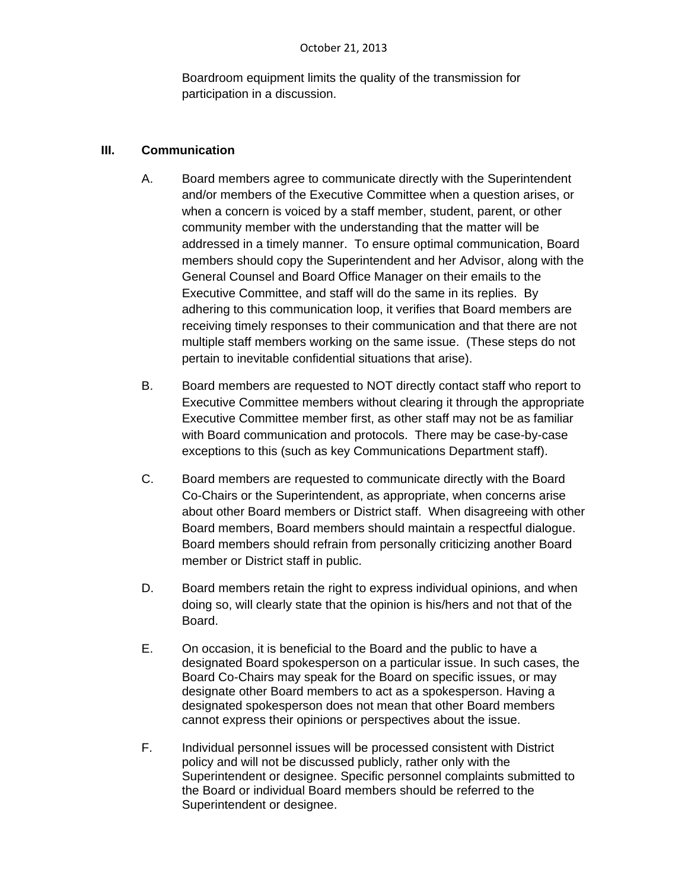Boardroom equipment limits the quality of the transmission for participation in a discussion.

## III. Communication

A. Board members agree to communicate directly with the Superintendent and/or members of the Executive Committee when a question arises, or when a concern is voiced by a staff member, student, parent, or other community member with the understanding that the matter will be addressed in a timely manner. To ensure optimal communication, Board members should copy the Superintendent and her Advisor, along with the General Counsel and Board Office Manager on their emails to the Executive Committee, and staff will do the same in its replies. By adhering to this communication loop, it verifies that Board members are receiving timely responses to their communication and that there are not multiple staff members working on the same issue. (These steps do not pertain to inevitable confidential situations that arise).

B. Board members are requested to NOT directly contact staff who report to Executive Committee members without clearing it through the appropriate Executive Committee member first, as other staff may not be as familiar with Board communication and protocols. There may be case-by-case exceptions to this (such as key Communications Department staff).

C. Board members are requested to communicate directly with the Board Co-Chairs or the Superintendent, as appropriate, when concerns arise about other Board members or District staff. When disagreeing with other Board members, Board members should maintain a respectful dialogue. Board members should refrain from personally criticizing another Board member or District staff in public.

D. Board members retain the right to express individual opinions, and when doing so, will clearly state that the opinion is his/hers and not that of the Board.

E. On occasion, it is beneficial to the Board and the public to have a designated Board spokesperson on a particular issue. In such cases, the Board Co-Chairs may speak for the Board on specific issues, or may designate other Board members to act as a spokesperson. Having a designated spokesperson does not mean that other Board members cannot express their opinions or perspectives about the issue.

F. Individual personnel issues will be processed consistent with District policy and will not be discussed publicly, rather only with the Superintendent or designee. Specific personnel complaints submitted to the Board or individual Board members should be referred to the Superintendent or designee.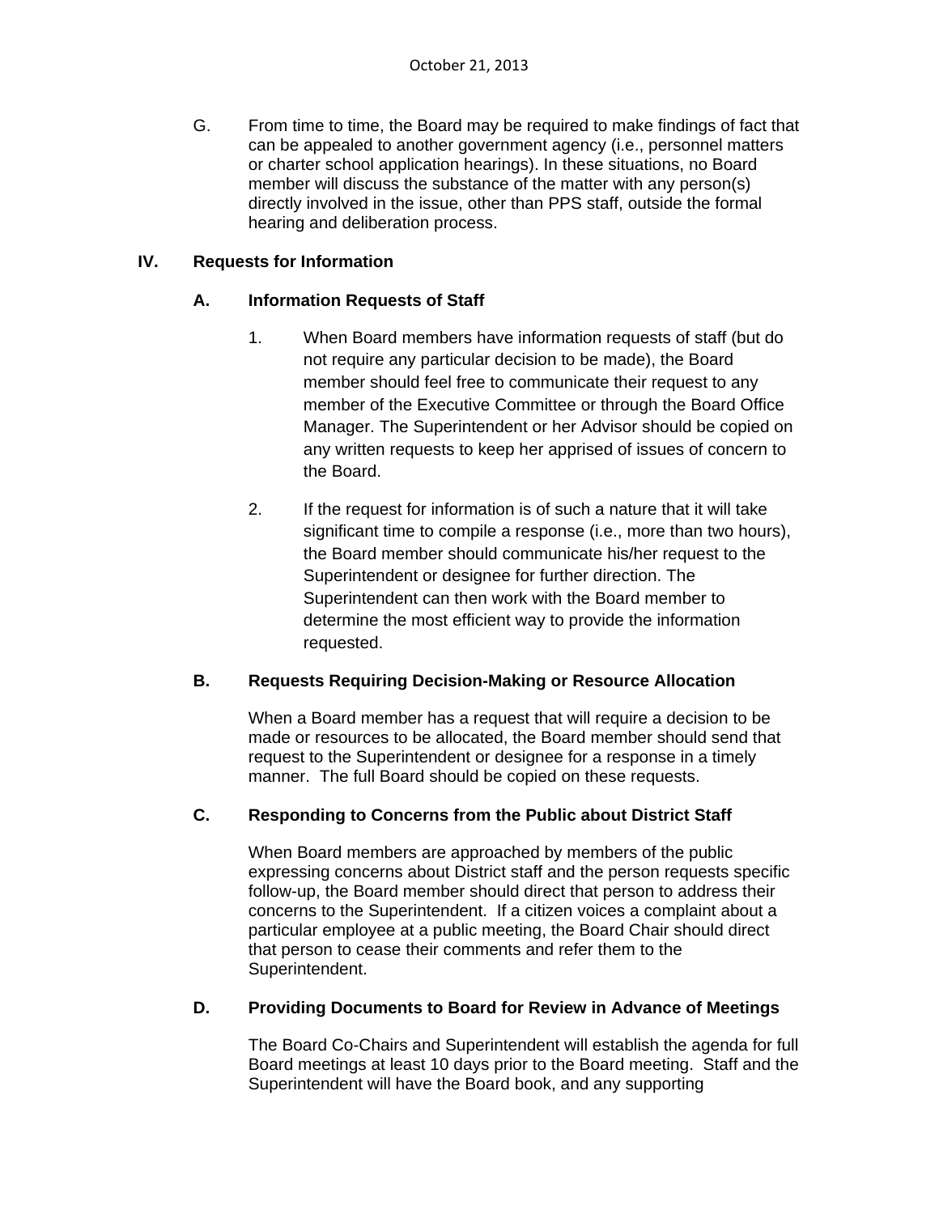G. From time to time, the Board may be required to make findings of fact that can be appealed to another government agency (i.e., personnel matters or charter school application hearings). In these situations, no Board member will discuss the substance of the matter with any person(s) directly involved in the issue, other than PPS staff, outside the formal hearing and deliberation process.

## IV. Requests for Information

### A. Information Requests of Staff

1. When Board members have information requests of staff (but do not require any particular decision to be made), the Board member should feel free to communicate their request to any member of the Executive Committee or through the Board Office Manager. The Superintendent or her Advisor should be copied on any written requests to keep her apprised of issues of concern to the Board.

2. If the request for information is of such a nature that it will take significant time to compile a response (i.e., more than two hours), the Board member should communicate his/her request to the Superintendent or designee for further direction. The Superintendent can then work with the Board member to determine the most efficient way to provide the information requested.

### B. Requests Requiring Decision-Making or Resource Allocation

When a Board member has a request that will require a decision to be made or resources to be allocated, the Board member should send that request to the Superintendent or designee for a response in a timely manner. The full Board should be copied on these requests.

### C. Responding to Concerns from the Public about District Staff

When Board members are approached by members of the public expressing concerns about District staff and the person requests specific follow-up, the Board member should direct that person to address their concerns to the Superintendent. If a citizen voices a complaint about a particular employee at a public meeting, the Board Chair should direct that person to cease their comments and refer them to the Superintendent.

### D. Providing Documents to Board for Review in Advance of Meetings

The Board Co-Chairs and Superintendent will establish the agenda for full Board meetings at least 10 days prior to the Board meeting. Staff and the Superintendent will have the Board book, and any supporting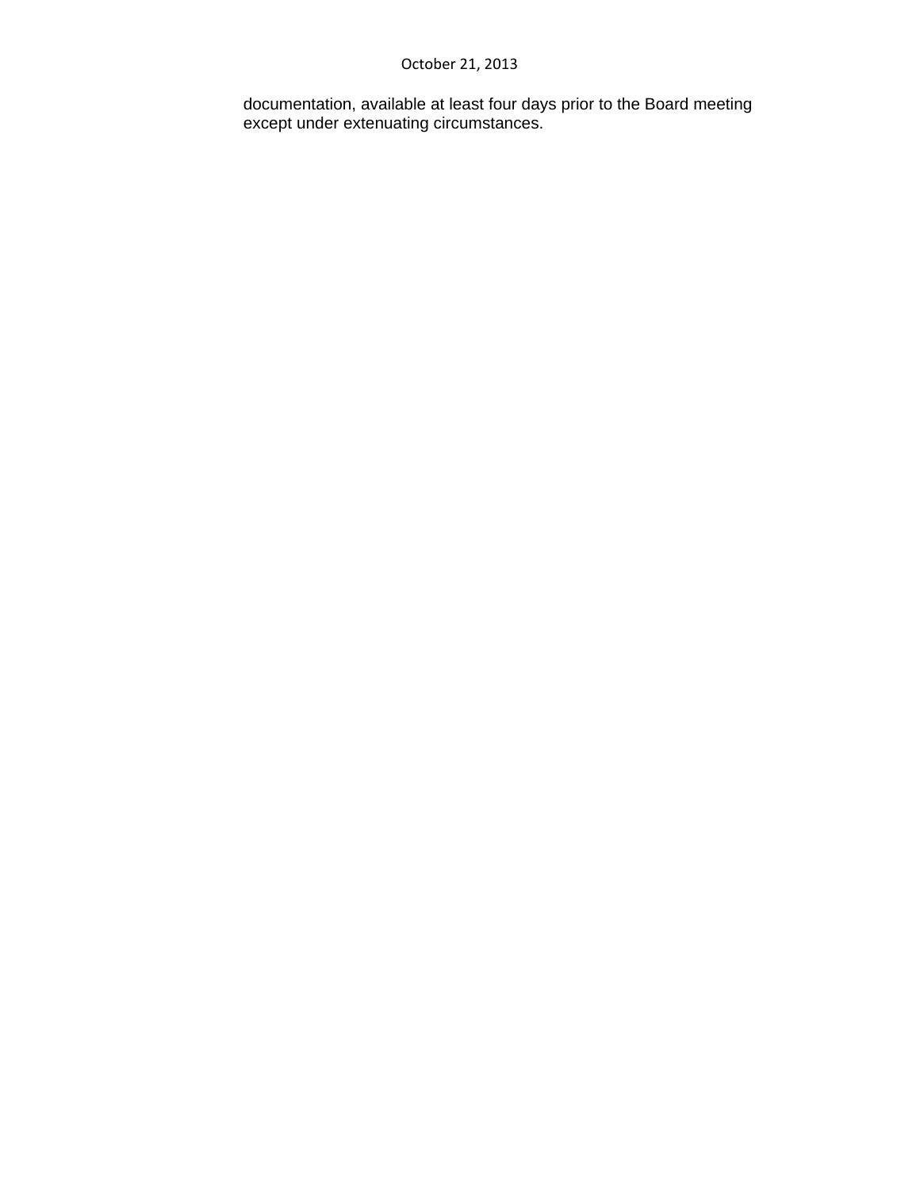documentation, available at least four days prior to the Board meeting except under extenuating circumstances.